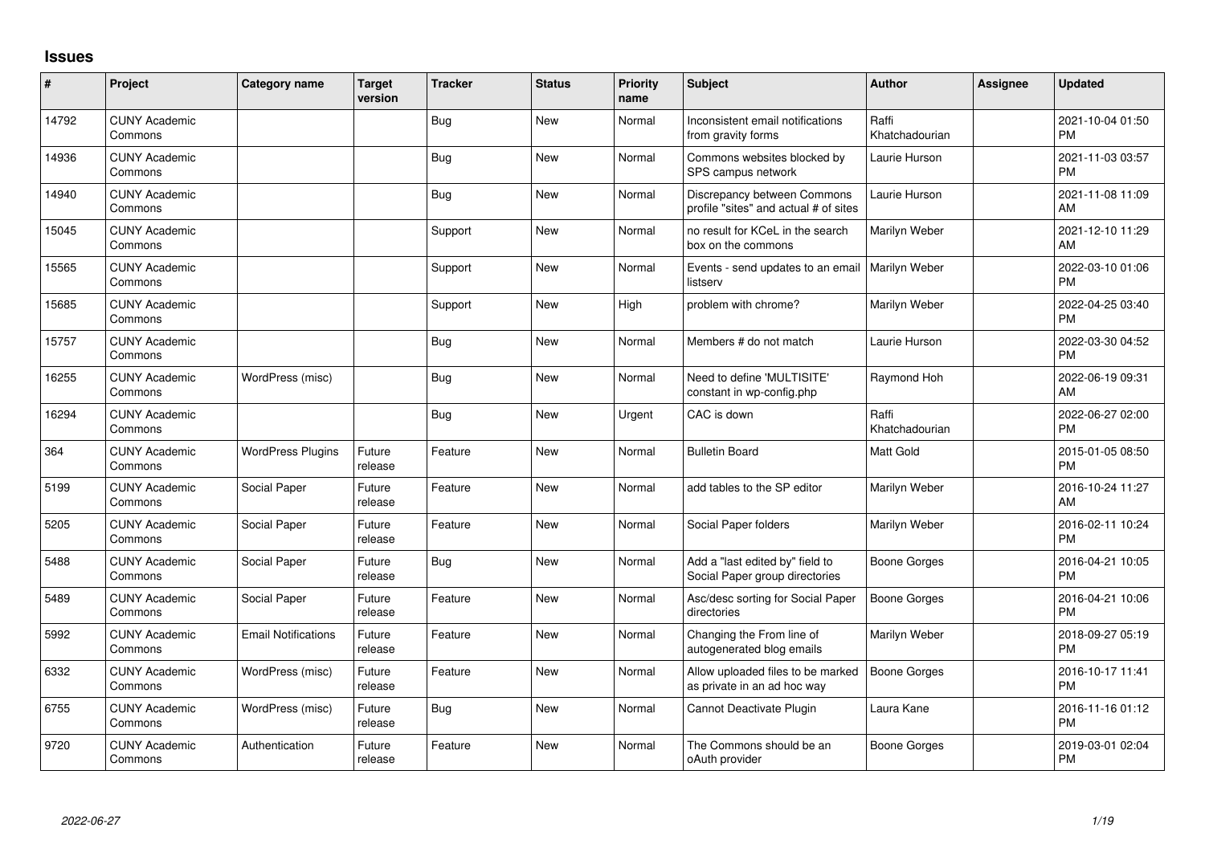# Issues

| # | Project | Category name | Target version | Tracker | Status | Priority name | Subject | Author | Assignee | Updated |
|---|---|---|---|---|---|---|---|---|---|---|
| 14792 | CUNY Academic Commons | | | Bug | New | Normal | Inconsistent email notifications from gravity forms | Raffi Khatchadourian | | 2021-10-04 01:50 PM |
| 14936 | CUNY Academic Commons | | | Bug | New | Normal | Commons websites blocked by SPS campus network | Laurie Hurson | | 2021-11-03 03:57 PM |
| 14940 | CUNY Academic Commons | | | Bug | New | Normal | Discrepancy between Commons profile "sites" and actual # of sites | Laurie Hurson | | 2021-11-08 11:09 AM |
| 15045 | CUNY Academic Commons | | | Support | New | Normal | no result for KCeL in the search box on the commons | Marilyn Weber | | 2021-12-10 11:29 AM |
| 15565 | CUNY Academic Commons | | | Support | New | Normal | Events - send updates to an email listserv | Marilyn Weber | | 2022-03-10 01:06 PM |
| 15685 | CUNY Academic Commons | | | Support | New | High | problem with chrome? | Marilyn Weber | | 2022-04-25 03:40 PM |
| 15757 | CUNY Academic Commons | | | Bug | New | Normal | Members # do not match | Laurie Hurson | | 2022-03-30 04:52 PM |
| 16255 | CUNY Academic Commons | WordPress (misc) | | Bug | New | Normal | Need to define 'MULTISITE' constant in wp-config.php | Raymond Hoh | | 2022-06-19 09:31 AM |
| 16294 | CUNY Academic Commons | | | Bug | New | Urgent | CAC is down | Raffi Khatchadourian | | 2022-06-27 02:00 PM |
| 364 | CUNY Academic Commons | WordPress Plugins | Future release | Feature | New | Normal | Bulletin Board | Matt Gold | | 2015-01-05 08:50 PM |
| 5199 | CUNY Academic Commons | Social Paper | Future release | Feature | New | Normal | add tables to the SP editor | Marilyn Weber | | 2016-10-24 11:27 AM |
| 5205 | CUNY Academic Commons | Social Paper | Future release | Feature | New | Normal | Social Paper folders | Marilyn Weber | | 2016-02-11 10:24 PM |
| 5488 | CUNY Academic Commons | Social Paper | Future release | Bug | New | Normal | Add a "last edited by" field to Social Paper group directories | Boone Gorges | | 2016-04-21 10:05 PM |
| 5489 | CUNY Academic Commons | Social Paper | Future release | Feature | New | Normal | Asc/desc sorting for Social Paper directories | Boone Gorges | | 2016-04-21 10:06 PM |
| 5992 | CUNY Academic Commons | Email Notifications | Future release | Feature | New | Normal | Changing the From line of autogenerated blog emails | Marilyn Weber | | 2018-09-27 05:19 PM |
| 6332 | CUNY Academic Commons | WordPress (misc) | Future release | Feature | New | Normal | Allow uploaded files to be marked as private in an ad hoc way | Boone Gorges | | 2016-10-17 11:41 PM |
| 6755 | CUNY Academic Commons | WordPress (misc) | Future release | Bug | New | Normal | Cannot Deactivate Plugin | Laura Kane | | 2016-11-16 01:12 PM |
| 9720 | CUNY Academic Commons | Authentication | Future release | Feature | New | Normal | The Commons should be an oAuth provider | Boone Gorges | | 2019-03-01 02:04 PM |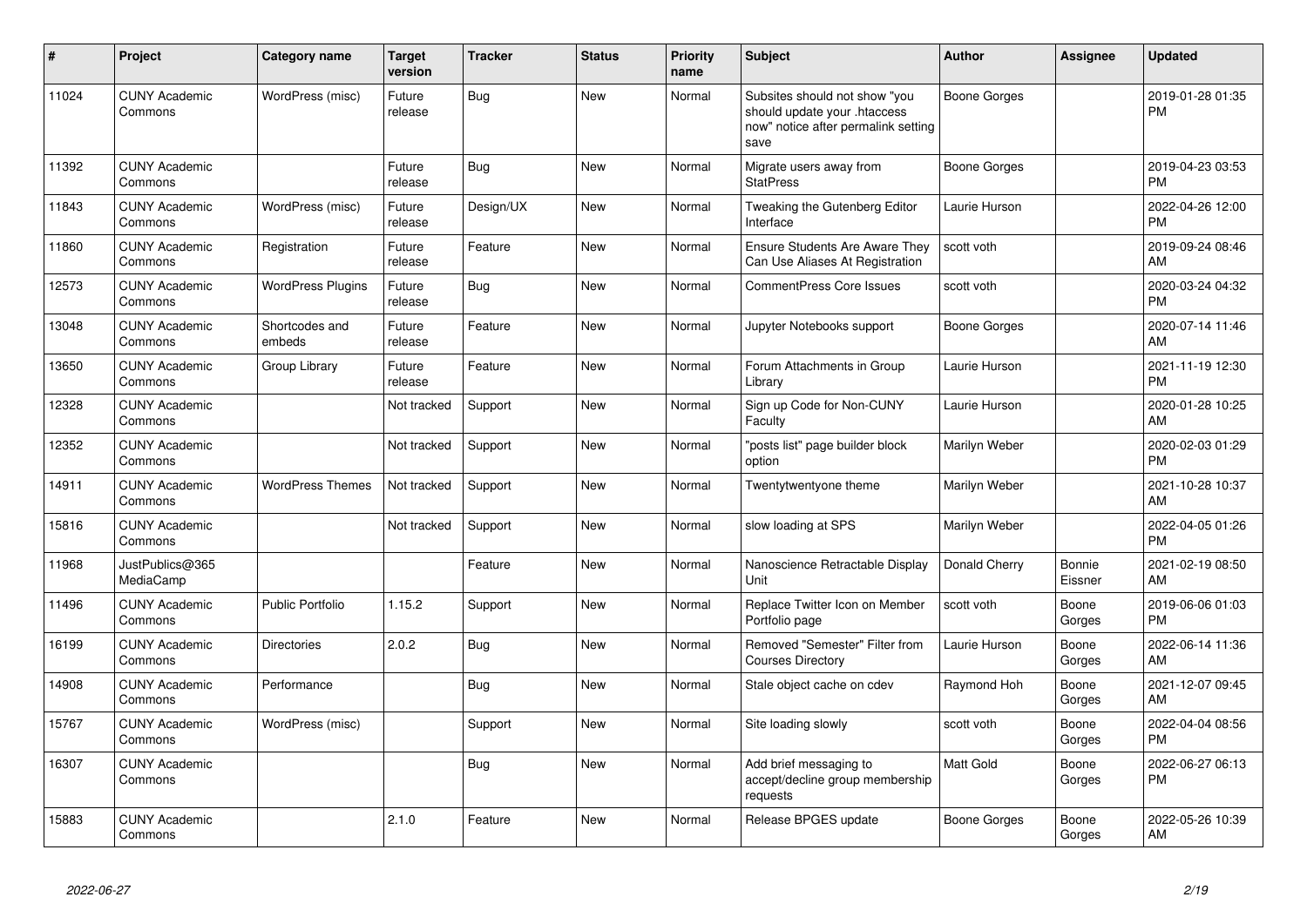| # | Project | Category name | Target version | Tracker | Status | Priority name | Subject | Author | Assignee | Updated |
|---|---|---|---|---|---|---|---|---|---|---|
| 11024 | CUNY Academic Commons | WordPress (misc) | Future release | Bug | New | Normal | Subsites should not show "you should update your .htaccess now" notice after permalink setting save | Boone Gorges | | 2019-01-28 01:35 PM |
| 11392 | CUNY Academic Commons | | Future release | Bug | New | Normal | Migrate users away from StatPress | Boone Gorges | | 2019-04-23 03:53 PM |
| 11843 | CUNY Academic Commons | WordPress (misc) | Future release | Design/UX | New | Normal | Tweaking the Gutenberg Editor Interface | Laurie Hurson | | 2022-04-26 12:00 PM |
| 11860 | CUNY Academic Commons | Registration | Future release | Feature | New | Normal | Ensure Students Are Aware They Can Use Aliases At Registration | scott voth | | 2019-09-24 08:46 AM |
| 12573 | CUNY Academic Commons | WordPress Plugins | Future release | Bug | New | Normal | CommentPress Core Issues | scott voth | | 2020-03-24 04:32 PM |
| 13048 | CUNY Academic Commons | Shortcodes and embeds | Future release | Feature | New | Normal | Jupyter Notebooks support | Boone Gorges | | 2020-07-14 11:46 AM |
| 13650 | CUNY Academic Commons | Group Library | Future release | Feature | New | Normal | Forum Attachments in Group Library | Laurie Hurson | | 2021-11-19 12:30 PM |
| 12328 | CUNY Academic Commons | | Not tracked | Support | New | Normal | Sign up Code for Non-CUNY Faculty | Laurie Hurson | | 2020-01-28 10:25 AM |
| 12352 | CUNY Academic Commons | | Not tracked | Support | New | Normal | "posts list" page builder block option | Marilyn Weber | | 2020-02-03 01:29 PM |
| 14911 | CUNY Academic Commons | WordPress Themes | Not tracked | Support | New | Normal | Twentytwentyone theme | Marilyn Weber | | 2021-10-28 10:37 AM |
| 15816 | CUNY Academic Commons | | Not tracked | Support | New | Normal | slow loading at SPS | Marilyn Weber | | 2022-04-05 01:26 PM |
| 11968 | JustPublics@365 MediaCamp | | | Feature | New | Normal | Nanoscience Retractable Display Unit | Donald Cherry | Bonnie Eissner | 2021-02-19 08:50 AM |
| 11496 | CUNY Academic Commons | Public Portfolio | 1.15.2 | Support | New | Normal | Replace Twitter Icon on Member Portfolio page | scott voth | Boone Gorges | 2019-06-06 01:03 PM |
| 16199 | CUNY Academic Commons | Directories | 2.0.2 | Bug | New | Normal | Removed "Semester" Filter from Courses Directory | Laurie Hurson | Boone Gorges | 2022-06-14 11:36 AM |
| 14908 | CUNY Academic Commons | Performance | | Bug | New | Normal | Stale object cache on cdev | Raymond Hoh | Boone Gorges | 2021-12-07 09:45 AM |
| 15767 | CUNY Academic Commons | WordPress (misc) | | Support | New | Normal | Site loading slowly | scott voth | Boone Gorges | 2022-04-04 08:56 PM |
| 16307 | CUNY Academic Commons | | | Bug | New | Normal | Add brief messaging to accept/decline group membership requests | Matt Gold | Boone Gorges | 2022-06-27 06:13 PM |
| 15883 | CUNY Academic Commons | | 2.1.0 | Feature | New | Normal | Release BPGES update | Boone Gorges | Boone Gorges | 2022-05-26 10:39 AM |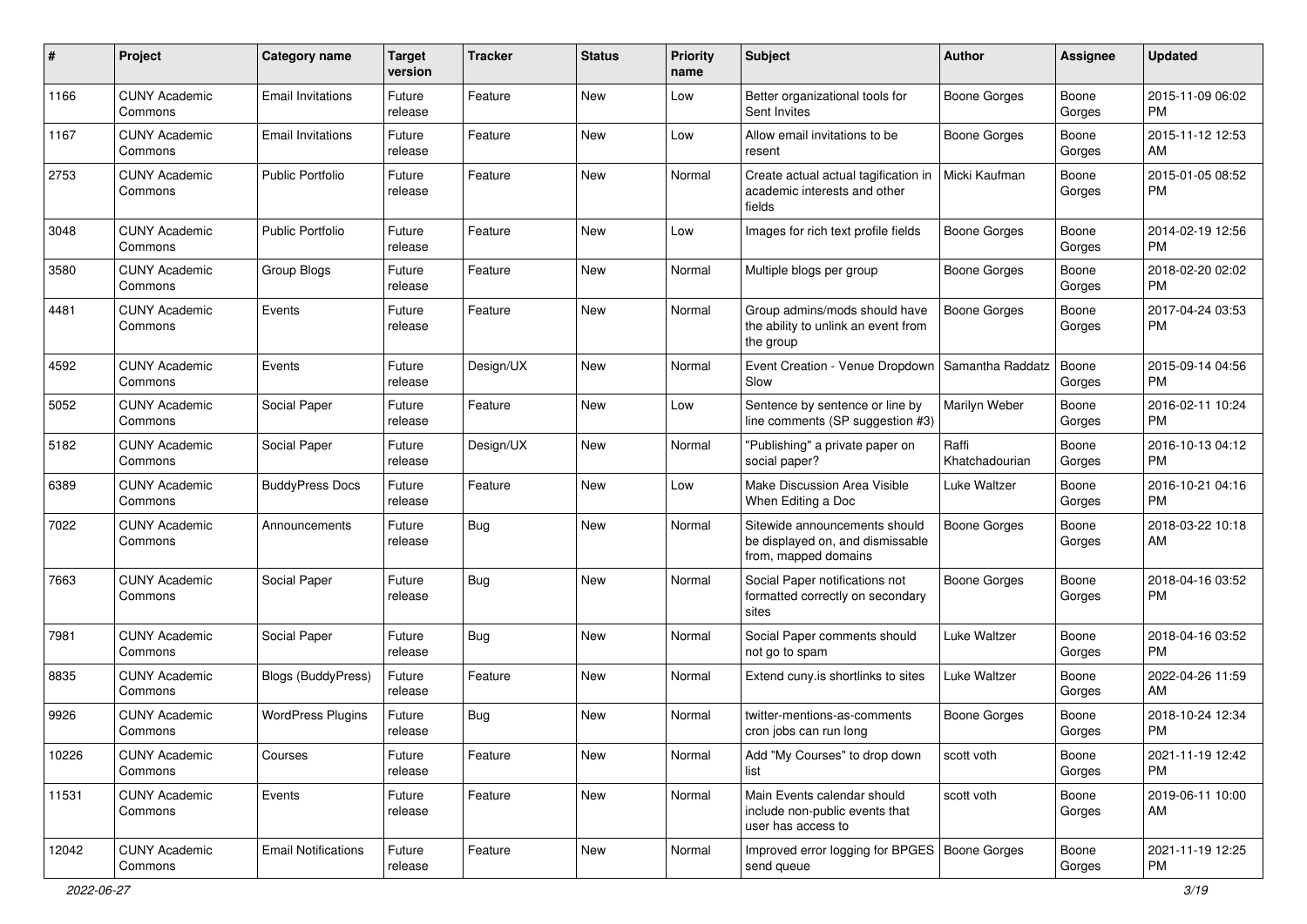| # | Project | Category name | Target version | Tracker | Status | Priority name | Subject | Author | Assignee | Updated |
|---|---|---|---|---|---|---|---|---|---|---|
| 1166 | CUNY Academic Commons | Email Invitations | Future release | Feature | New | Low | Better organizational tools for Sent Invites | Boone Gorges | Boone Gorges | 2015-11-09 06:02 PM |
| 1167 | CUNY Academic Commons | Email Invitations | Future release | Feature | New | Low | Allow email invitations to be resent | Boone Gorges | Boone Gorges | 2015-11-12 12:53 AM |
| 2753 | CUNY Academic Commons | Public Portfolio | Future release | Feature | New | Normal | Create actual actual tagification in academic interests and other fields | Micki Kaufman | Boone Gorges | 2015-01-05 08:52 PM |
| 3048 | CUNY Academic Commons | Public Portfolio | Future release | Feature | New | Low | Images for rich text profile fields | Boone Gorges | Boone Gorges | 2014-02-19 12:56 PM |
| 3580 | CUNY Academic Commons | Group Blogs | Future release | Feature | New | Normal | Multiple blogs per group | Boone Gorges | Boone Gorges | 2018-02-20 02:02 PM |
| 4481 | CUNY Academic Commons | Events | Future release | Feature | New | Normal | Group admins/mods should have the ability to unlink an event from the group | Boone Gorges | Boone Gorges | 2017-04-24 03:53 PM |
| 4592 | CUNY Academic Commons | Events | Future release | Design/UX | New | Normal | Event Creation - Venue Dropdown Slow | Samantha Raddatz | Boone Gorges | 2015-09-14 04:56 PM |
| 5052 | CUNY Academic Commons | Social Paper | Future release | Feature | New | Low | Sentence by sentence or line by line comments (SP suggestion #3) | Marilyn Weber | Boone Gorges | 2016-02-11 10:24 PM |
| 5182 | CUNY Academic Commons | Social Paper | Future release | Design/UX | New | Normal | "Publishing" a private paper on social paper? | Raffi Khatchadourian | Boone Gorges | 2016-10-13 04:12 PM |
| 6389 | CUNY Academic Commons | BuddyPress Docs | Future release | Feature | New | Low | Make Discussion Area Visible When Editing a Doc | Luke Waltzer | Boone Gorges | 2016-10-21 04:16 PM |
| 7022 | CUNY Academic Commons | Announcements | Future release | Bug | New | Normal | Sitewide announcements should be displayed on, and dismissable from, mapped domains | Boone Gorges | Boone Gorges | 2018-03-22 10:18 AM |
| 7663 | CUNY Academic Commons | Social Paper | Future release | Bug | New | Normal | Social Paper notifications not formatted correctly on secondary sites | Boone Gorges | Boone Gorges | 2018-04-16 03:52 PM |
| 7981 | CUNY Academic Commons | Social Paper | Future release | Bug | New | Normal | Social Paper comments should not go to spam | Luke Waltzer | Boone Gorges | 2018-04-16 03:52 PM |
| 8835 | CUNY Academic Commons | Blogs (BuddyPress) | Future release | Feature | New | Normal | Extend cuny.is shortlinks to sites | Luke Waltzer | Boone Gorges | 2022-04-26 11:59 AM |
| 9926 | CUNY Academic Commons | WordPress Plugins | Future release | Bug | New | Normal | twitter-mentions-as-comments cron jobs can run long | Boone Gorges | Boone Gorges | 2018-10-24 12:34 PM |
| 10226 | CUNY Academic Commons | Courses | Future release | Feature | New | Normal | Add "My Courses" to drop down list | scott voth | Boone Gorges | 2021-11-19 12:42 PM |
| 11531 | CUNY Academic Commons | Events | Future release | Feature | New | Normal | Main Events calendar should include non-public events that user has access to | scott voth | Boone Gorges | 2019-06-11 10:00 AM |
| 12042 | CUNY Academic Commons | Email Notifications | Future release | Feature | New | Normal | Improved error logging for BPGES send queue | Boone Gorges | Boone Gorges | 2021-11-19 12:25 PM |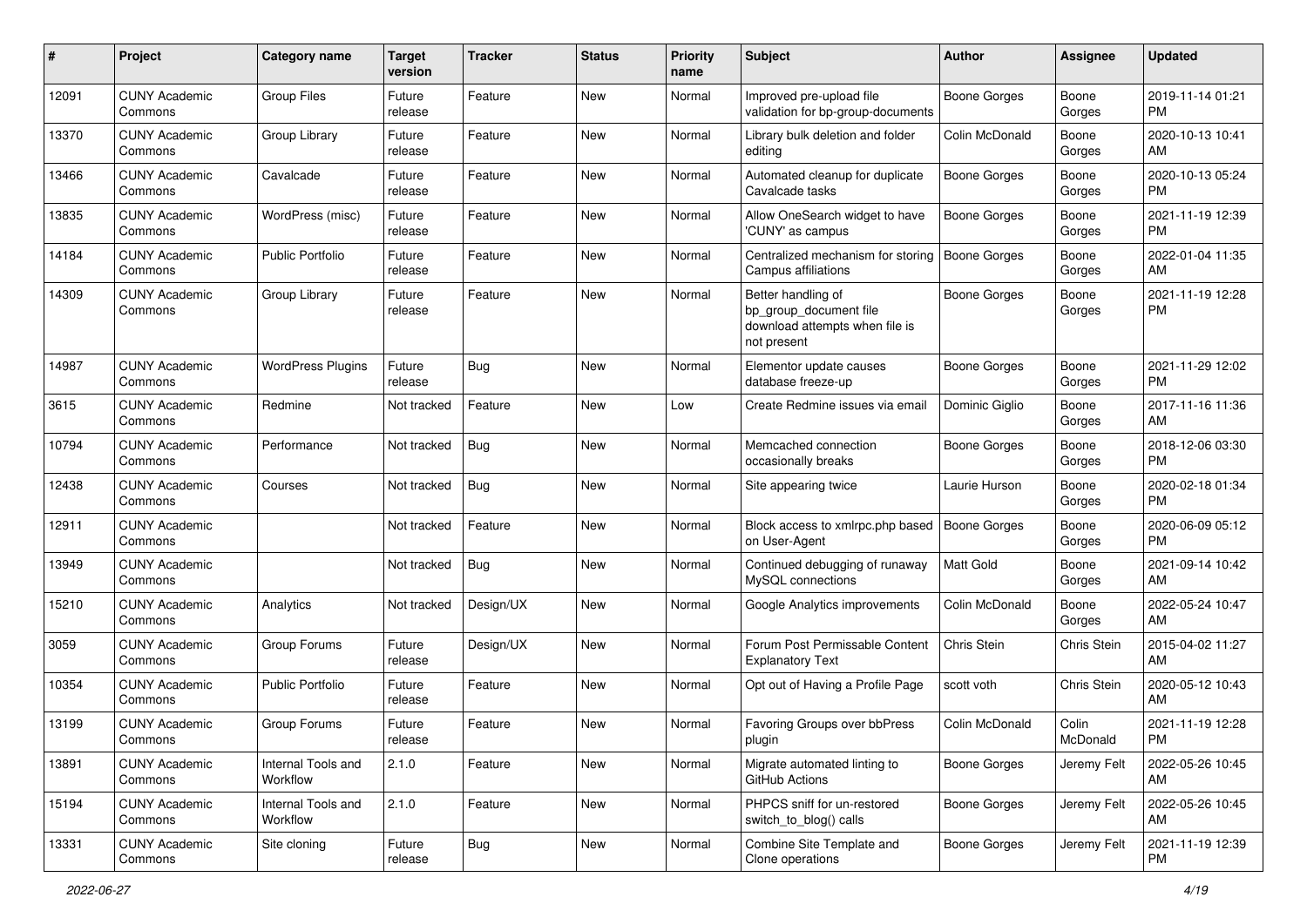| # | Project | Category name | Target version | Tracker | Status | Priority name | Subject | Author | Assignee | Updated |
|---|---|---|---|---|---|---|---|---|---|---|
| 12091 | CUNY Academic Commons | Group Files | Future release | Feature | New | Normal | Improved pre-upload file validation for bp-group-documents | Boone Gorges | Boone Gorges | 2019-11-14 01:21 PM |
| 13370 | CUNY Academic Commons | Group Library | Future release | Feature | New | Normal | Library bulk deletion and folder editing | Colin McDonald | Boone Gorges | 2020-10-13 10:41 AM |
| 13466 | CUNY Academic Commons | Cavalcade | Future release | Feature | New | Normal | Automated cleanup for duplicate Cavalcade tasks | Boone Gorges | Boone Gorges | 2020-10-13 05:24 PM |
| 13835 | CUNY Academic Commons | WordPress (misc) | Future release | Feature | New | Normal | Allow OneSearch widget to have 'CUNY' as campus | Boone Gorges | Boone Gorges | 2021-11-19 12:39 PM |
| 14184 | CUNY Academic Commons | Public Portfolio | Future release | Feature | New | Normal | Centralized mechanism for storing Campus affiliations | Boone Gorges | Boone Gorges | 2022-01-04 11:35 AM |
| 14309 | CUNY Academic Commons | Group Library | Future release | Feature | New | Normal | Better handling of bp_group_document file download attempts when file is not present | Boone Gorges | Boone Gorges | 2021-11-19 12:28 PM |
| 14987 | CUNY Academic Commons | WordPress Plugins | Future release | Bug | New | Normal | Elementor update causes database freeze-up | Boone Gorges | Boone Gorges | 2021-11-29 12:02 PM |
| 3615 | CUNY Academic Commons | Redmine | Not tracked | Feature | New | Low | Create Redmine issues via email | Dominic Giglio | Boone Gorges | 2017-11-16 11:36 AM |
| 10794 | CUNY Academic Commons | Performance | Not tracked | Bug | New | Normal | Memcached connection occasionally breaks | Boone Gorges | Boone Gorges | 2018-12-06 03:30 PM |
| 12438 | CUNY Academic Commons | Courses | Not tracked | Bug | New | Normal | Site appearing twice | Laurie Hurson | Boone Gorges | 2020-02-18 01:34 PM |
| 12911 | CUNY Academic Commons | | Not tracked | Feature | New | Normal | Block access to xmlrpc.php based on User-Agent | Boone Gorges | Boone Gorges | 2020-06-09 05:12 PM |
| 13949 | CUNY Academic Commons | | Not tracked | Bug | New | Normal | Continued debugging of runaway MySQL connections | Matt Gold | Boone Gorges | 2021-09-14 10:42 AM |
| 15210 | CUNY Academic Commons | Analytics | Not tracked | Design/UX | New | Normal | Google Analytics improvements | Colin McDonald | Boone Gorges | 2022-05-24 10:47 AM |
| 3059 | CUNY Academic Commons | Group Forums | Future release | Design/UX | New | Normal | Forum Post Permissable Content Explanatory Text | Chris Stein | Chris Stein | 2015-04-02 11:27 AM |
| 10354 | CUNY Academic Commons | Public Portfolio | Future release | Feature | New | Normal | Opt out of Having a Profile Page | scott voth | Chris Stein | 2020-05-12 10:43 AM |
| 13199 | CUNY Academic Commons | Group Forums | Future release | Feature | New | Normal | Favoring Groups over bbPress plugin | Colin McDonald | Colin McDonald | 2021-11-19 12:28 PM |
| 13891 | CUNY Academic Commons | Internal Tools and Workflow | 2.1.0 | Feature | New | Normal | Migrate automated linting to GitHub Actions | Boone Gorges | Jeremy Felt | 2022-05-26 10:45 AM |
| 15194 | CUNY Academic Commons | Internal Tools and Workflow | 2.1.0 | Feature | New | Normal | PHPCS sniff for un-restored switch_to_blog() calls | Boone Gorges | Jeremy Felt | 2022-05-26 10:45 AM |
| 13331 | CUNY Academic Commons | Site cloning | Future release | Bug | New | Normal | Combine Site Template and Clone operations | Boone Gorges | Jeremy Felt | 2021-11-19 12:39 PM |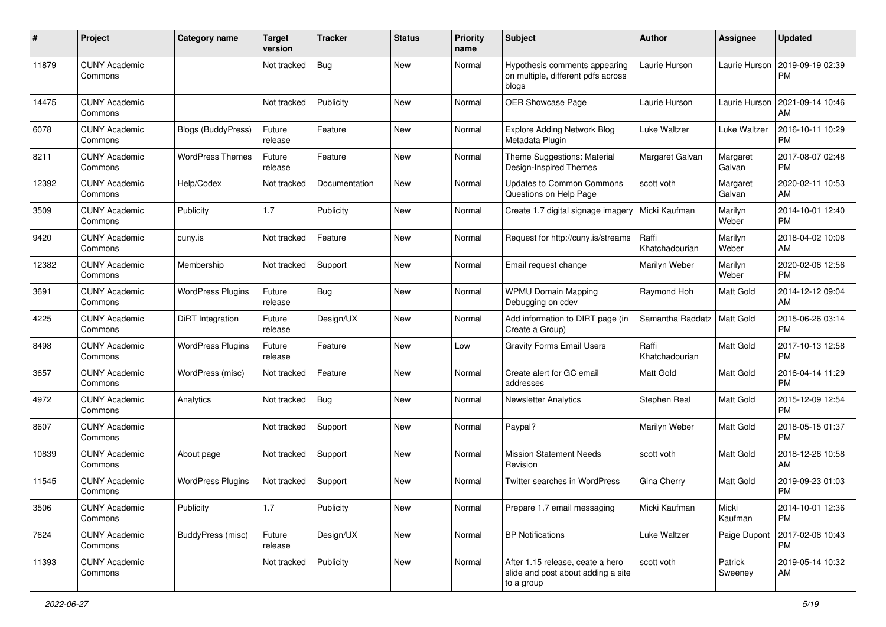| # | Project | Category name | Target version | Tracker | Status | Priority name | Subject | Author | Assignee | Updated |
|---|---|---|---|---|---|---|---|---|---|---|
| 11879 | CUNY Academic Commons | | Not tracked | Bug | New | Normal | Hypothesis comments appearing on multiple, different pdfs across blogs | Laurie Hurson | Laurie Hurson | 2019-09-19 02:39 PM |
| 14475 | CUNY Academic Commons | | Not tracked | Publicity | New | Normal | OER Showcase Page | Laurie Hurson | Laurie Hurson | 2021-09-14 10:46 AM |
| 6078 | CUNY Academic Commons | Blogs (BuddyPress) | Future release | Feature | New | Normal | Explore Adding Network Blog Metadata Plugin | Luke Waltzer | Luke Waltzer | 2016-10-11 10:29 PM |
| 8211 | CUNY Academic Commons | WordPress Themes | Future release | Feature | New | Normal | Theme Suggestions: Material Design-Inspired Themes | Margaret Galvan | Margaret Galvan | 2017-08-07 02:48 PM |
| 12392 | CUNY Academic Commons | Help/Codex | Not tracked | Documentation | New | Normal | Updates to Common Commons Questions on Help Page | scott voth | Margaret Galvan | 2020-02-11 10:53 AM |
| 3509 | CUNY Academic Commons | Publicity | 1.7 | Publicity | New | Normal | Create 1.7 digital signage imagery | Micki Kaufman | Marilyn Weber | 2014-10-01 12:40 PM |
| 9420 | CUNY Academic Commons | cuny.is | Not tracked | Feature | New | Normal | Request for http://cuny.is/streams | Raffi Khatchadourian | Marilyn Weber | 2018-04-02 10:08 AM |
| 12382 | CUNY Academic Commons | Membership | Not tracked | Support | New | Normal | Email request change | Marilyn Weber | Marilyn Weber | 2020-02-06 12:56 PM |
| 3691 | CUNY Academic Commons | WordPress Plugins | Future release | Bug | New | Normal | WPMU Domain Mapping Debugging on cdev | Raymond Hoh | Matt Gold | 2014-12-12 09:04 AM |
| 4225 | CUNY Academic Commons | DiRT Integration | Future release | Design/UX | New | Normal | Add information to DIRT page (in Create a Group) | Samantha Raddatz | Matt Gold | 2015-06-26 03:14 PM |
| 8498 | CUNY Academic Commons | WordPress Plugins | Future release | Feature | New | Low | Gravity Forms Email Users | Raffi Khatchadourian | Matt Gold | 2017-10-13 12:58 PM |
| 3657 | CUNY Academic Commons | WordPress (misc) | Not tracked | Feature | New | Normal | Create alert for GC email addresses | Matt Gold | Matt Gold | 2016-04-14 11:29 PM |
| 4972 | CUNY Academic Commons | Analytics | Not tracked | Bug | New | Normal | Newsletter Analytics | Stephen Real | Matt Gold | 2015-12-09 12:54 PM |
| 8607 | CUNY Academic Commons | | Not tracked | Support | New | Normal | Paypal? | Marilyn Weber | Matt Gold | 2018-05-15 01:37 PM |
| 10839 | CUNY Academic Commons | About page | Not tracked | Support | New | Normal | Mission Statement Needs Revision | scott voth | Matt Gold | 2018-12-26 10:58 AM |
| 11545 | CUNY Academic Commons | WordPress Plugins | Not tracked | Support | New | Normal | Twitter searches in WordPress | Gina Cherry | Matt Gold | 2019-09-23 01:03 PM |
| 3506 | CUNY Academic Commons | Publicity | 1.7 | Publicity | New | Normal | Prepare 1.7 email messaging | Micki Kaufman | Micki Kaufman | 2014-10-01 12:36 PM |
| 7624 | CUNY Academic Commons | BuddyPress (misc) | Future release | Design/UX | New | Normal | BP Notifications | Luke Waltzer | Paige Dupont | 2017-02-08 10:43 PM |
| 11393 | CUNY Academic Commons | | Not tracked | Publicity | New | Normal | After 1.15 release, ceate a hero slide and post about adding a site to a group | scott voth | Patrick Sweeney | 2019-05-14 10:32 AM |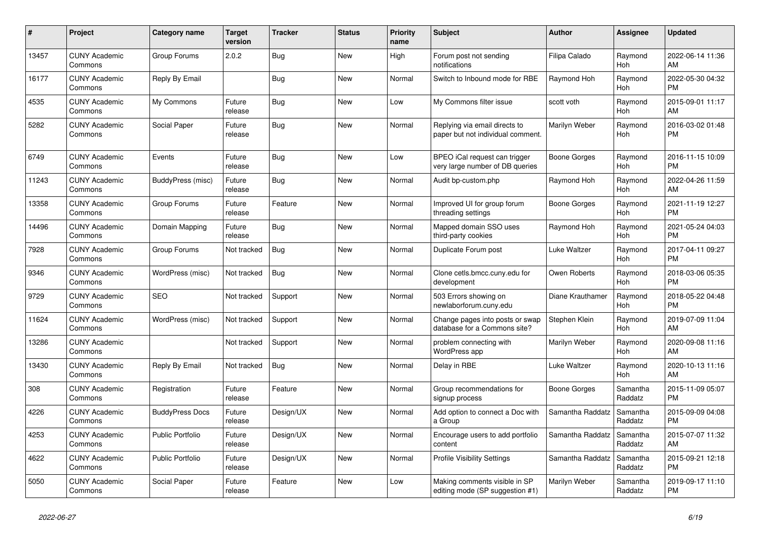| # | Project | Category name | Target version | Tracker | Status | Priority name | Subject | Author | Assignee | Updated |
|---|---|---|---|---|---|---|---|---|---|---|
| 13457 | CUNY Academic Commons | Group Forums | 2.0.2 | Bug | New | High | Forum post not sending notifications | Filipa Calado | Raymond Hoh | 2022-06-14 11:36 AM |
| 16177 | CUNY Academic Commons | Reply By Email | | Bug | New | Normal | Switch to Inbound mode for RBE | Raymond Hoh | Raymond Hoh | 2022-05-30 04:32 PM |
| 4535 | CUNY Academic Commons | My Commons | Future release | Bug | New | Low | My Commons filter issue | scott voth | Raymond Hoh | 2015-09-01 11:17 AM |
| 5282 | CUNY Academic Commons | Social Paper | Future release | Bug | New | Normal | Replying via email directs to paper but not individual comment. | Marilyn Weber | Raymond Hoh | 2016-03-02 01:48 PM |
| 6749 | CUNY Academic Commons | Events | Future release | Bug | New | Low | BPEO iCal request can trigger very large number of DB queries | Boone Gorges | Raymond Hoh | 2016-11-15 10:09 PM |
| 11243 | CUNY Academic Commons | BuddyPress (misc) | Future release | Bug | New | Normal | Audit bp-custom.php | Raymond Hoh | Raymond Hoh | 2022-04-26 11:59 AM |
| 13358 | CUNY Academic Commons | Group Forums | Future release | Feature | New | Normal | Improved UI for group forum threading settings | Boone Gorges | Raymond Hoh | 2021-11-19 12:27 PM |
| 14496 | CUNY Academic Commons | Domain Mapping | Future release | Bug | New | Normal | Mapped domain SSO uses third-party cookies | Raymond Hoh | Raymond Hoh | 2021-05-24 04:03 PM |
| 7928 | CUNY Academic Commons | Group Forums | Not tracked | Bug | New | Normal | Duplicate Forum post | Luke Waltzer | Raymond Hoh | 2017-04-11 09:27 PM |
| 9346 | CUNY Academic Commons | WordPress (misc) | Not tracked | Bug | New | Normal | Clone cetls.bmcc.cuny.edu for development | Owen Roberts | Raymond Hoh | 2018-03-06 05:35 PM |
| 9729 | CUNY Academic Commons | SEO | Not tracked | Support | New | Normal | 503 Errors showing on newlaborforum.cuny.edu | Diane Krauthamer | Raymond Hoh | 2018-05-22 04:48 PM |
| 11624 | CUNY Academic Commons | WordPress (misc) | Not tracked | Support | New | Normal | Change pages into posts or swap database for a Commons site? | Stephen Klein | Raymond Hoh | 2019-07-09 11:04 AM |
| 13286 | CUNY Academic Commons | | Not tracked | Support | New | Normal | problem connecting with WordPress app | Marilyn Weber | Raymond Hoh | 2020-09-08 11:16 AM |
| 13430 | CUNY Academic Commons | Reply By Email | Not tracked | Bug | New | Normal | Delay in RBE | Luke Waltzer | Raymond Hoh | 2020-10-13 11:16 AM |
| 308 | CUNY Academic Commons | Registration | Future release | Feature | New | Normal | Group recommendations for signup process | Boone Gorges | Samantha Raddatz | 2015-11-09 05:07 PM |
| 4226 | CUNY Academic Commons | BuddyPress Docs | Future release | Design/UX | New | Normal | Add option to connect a Doc with a Group | Samantha Raddatz | Samantha Raddatz | 2015-09-09 04:08 PM |
| 4253 | CUNY Academic Commons | Public Portfolio | Future release | Design/UX | New | Normal | Encourage users to add portfolio content | Samantha Raddatz | Samantha Raddatz | 2015-07-07 11:32 AM |
| 4622 | CUNY Academic Commons | Public Portfolio | Future release | Design/UX | New | Normal | Profile Visibility Settings | Samantha Raddatz | Samantha Raddatz | 2015-09-21 12:18 PM |
| 5050 | CUNY Academic Commons | Social Paper | Future release | Feature | New | Low | Making comments visible in SP editing mode (SP suggestion #1) | Marilyn Weber | Samantha Raddatz | 2019-09-17 11:10 PM |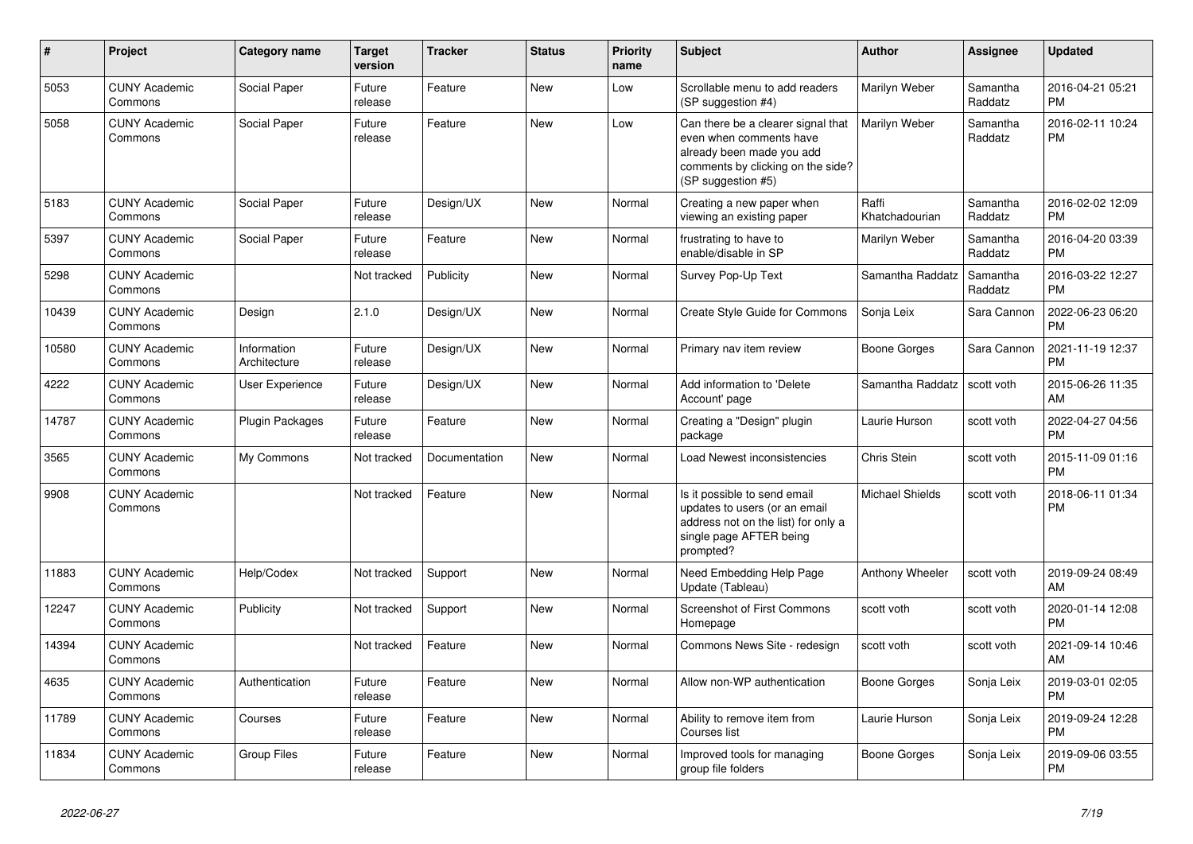| # | Project | Category name | Target version | Tracker | Status | Priority name | Subject | Author | Assignee | Updated |
|---|---|---|---|---|---|---|---|---|---|---|
| 5053 | CUNY Academic Commons | Social Paper | Future release | Feature | New | Low | Scrollable menu to add readers (SP suggestion #4) | Marilyn Weber | Samantha Raddatz | 2016-04-21 05:21 PM |
| 5058 | CUNY Academic Commons | Social Paper | Future release | Feature | New | Low | Can there be a clearer signal that even when comments have already been made you add comments by clicking on the side? (SP suggestion #5) | Marilyn Weber | Samantha Raddatz | 2016-02-11 10:24 PM |
| 5183 | CUNY Academic Commons | Social Paper | Future release | Design/UX | New | Normal | Creating a new paper when viewing an existing paper | Raffi Khatchadourian | Samantha Raddatz | 2016-02-02 12:09 PM |
| 5397 | CUNY Academic Commons | Social Paper | Future release | Feature | New | Normal | frustrating to have to enable/disable in SP | Marilyn Weber | Samantha Raddatz | 2016-04-20 03:39 PM |
| 5298 | CUNY Academic Commons | | Not tracked | Publicity | New | Normal | Survey Pop-Up Text | Samantha Raddatz | Samantha Raddatz | 2016-03-22 12:27 PM |
| 10439 | CUNY Academic Commons | Design | 2.1.0 | Design/UX | New | Normal | Create Style Guide for Commons | Sonja Leix | Sara Cannon | 2022-06-23 06:20 PM |
| 10580 | CUNY Academic Commons | Information Architecture | Future release | Design/UX | New | Normal | Primary nav item review | Boone Gorges | Sara Cannon | 2021-11-19 12:37 PM |
| 4222 | CUNY Academic Commons | User Experience | Future release | Design/UX | New | Normal | Add information to 'Delete Account' page | Samantha Raddatz | scott voth | 2015-06-26 11:35 AM |
| 14787 | CUNY Academic Commons | Plugin Packages | Future release | Feature | New | Normal | Creating a "Design" plugin package | Laurie Hurson | scott voth | 2022-04-27 04:56 PM |
| 3565 | CUNY Academic Commons | My Commons | Not tracked | Documentation | New | Normal | Load Newest inconsistencies | Chris Stein | scott voth | 2015-11-09 01:16 PM |
| 9908 | CUNY Academic Commons | | Not tracked | Feature | New | Normal | Is it possible to send email updates to users (or an email address not on the list) for only a single page AFTER being prompted? | Michael Shields | scott voth | 2018-06-11 01:34 PM |
| 11883 | CUNY Academic Commons | Help/Codex | Not tracked | Support | New | Normal | Need Embedding Help Page Update (Tableau) | Anthony Wheeler | scott voth | 2019-09-24 08:49 AM |
| 12247 | CUNY Academic Commons | Publicity | Not tracked | Support | New | Normal | Screenshot of First Commons Homepage | scott voth | scott voth | 2020-01-14 12:08 PM |
| 14394 | CUNY Academic Commons | | Not tracked | Feature | New | Normal | Commons News Site - redesign | scott voth | scott voth | 2021-09-14 10:46 AM |
| 4635 | CUNY Academic Commons | Authentication | Future release | Feature | New | Normal | Allow non-WP authentication | Boone Gorges | Sonja Leix | 2019-03-01 02:05 PM |
| 11789 | CUNY Academic Commons | Courses | Future release | Feature | New | Normal | Ability to remove item from Courses list | Laurie Hurson | Sonja Leix | 2019-09-24 12:28 PM |
| 11834 | CUNY Academic Commons | Group Files | Future release | Feature | New | Normal | Improved tools for managing group file folders | Boone Gorges | Sonja Leix | 2019-09-06 03:55 PM |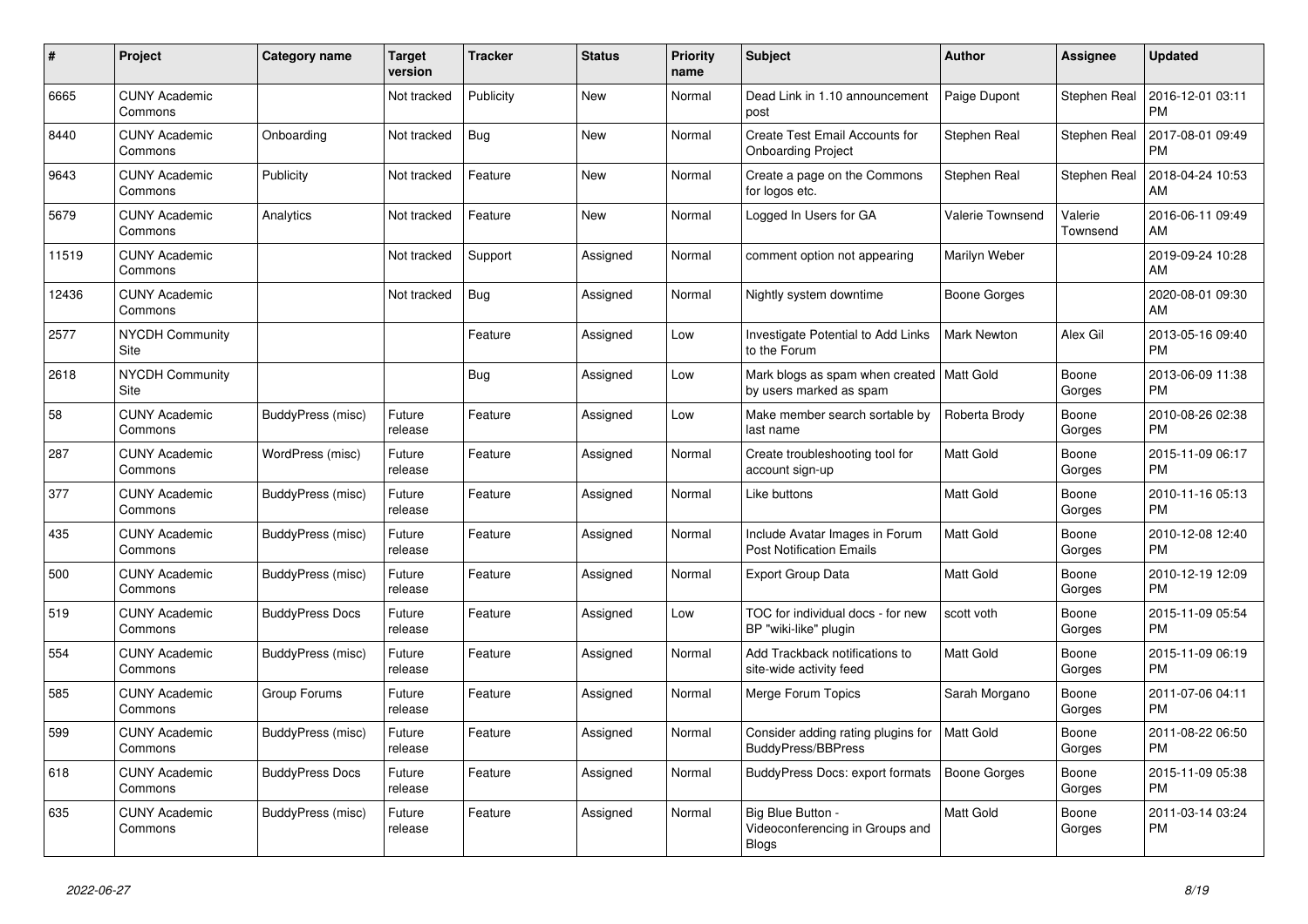| # | Project | Category name | Target version | Tracker | Status | Priority name | Subject | Author | Assignee | Updated |
|---|---|---|---|---|---|---|---|---|---|---|
| 6665 | CUNY Academic Commons | | Not tracked | Publicity | New | Normal | Dead Link in 1.10 announcement post | Paige Dupont | Stephen Real | 2016-12-01 03:11 PM |
| 8440 | CUNY Academic Commons | Onboarding | Not tracked | Bug | New | Normal | Create Test Email Accounts for Onboarding Project | Stephen Real | Stephen Real | 2017-08-01 09:49 PM |
| 9643 | CUNY Academic Commons | Publicity | Not tracked | Feature | New | Normal | Create a page on the Commons for logos etc. | Stephen Real | Stephen Real | 2018-04-24 10:53 AM |
| 5679 | CUNY Academic Commons | Analytics | Not tracked | Feature | New | Normal | Logged In Users for GA | Valerie Townsend | Valerie Townsend | 2016-06-11 09:49 AM |
| 11519 | CUNY Academic Commons | | Not tracked | Support | Assigned | Normal | comment option not appearing | Marilyn Weber | | 2019-09-24 10:28 AM |
| 12436 | CUNY Academic Commons | | Not tracked | Bug | Assigned | Normal | Nightly system downtime | Boone Gorges | | 2020-08-01 09:30 AM |
| 2577 | NYCDH Community Site | | | Feature | Assigned | Low | Investigate Potential to Add Links to the Forum | Mark Newton | Alex Gil | 2013-05-16 09:40 PM |
| 2618 | NYCDH Community Site | | | Bug | Assigned | Low | Mark blogs as spam when created by users marked as spam | Matt Gold | Boone Gorges | 2013-06-09 11:38 PM |
| 58 | CUNY Academic Commons | BuddyPress (misc) | Future release | Feature | Assigned | Low | Make member search sortable by last name | Roberta Brody | Boone Gorges | 2010-08-26 02:38 PM |
| 287 | CUNY Academic Commons | WordPress (misc) | Future release | Feature | Assigned | Normal | Create troubleshooting tool for account sign-up | Matt Gold | Boone Gorges | 2015-11-09 06:17 PM |
| 377 | CUNY Academic Commons | BuddyPress (misc) | Future release | Feature | Assigned | Normal | Like buttons | Matt Gold | Boone Gorges | 2010-11-16 05:13 PM |
| 435 | CUNY Academic Commons | BuddyPress (misc) | Future release | Feature | Assigned | Normal | Include Avatar Images in Forum Post Notification Emails | Matt Gold | Boone Gorges | 2010-12-08 12:40 PM |
| 500 | CUNY Academic Commons | BuddyPress (misc) | Future release | Feature | Assigned | Normal | Export Group Data | Matt Gold | Boone Gorges | 2010-12-19 12:09 PM |
| 519 | CUNY Academic Commons | BuddyPress Docs | Future release | Feature | Assigned | Low | TOC for individual docs - for new BP "wiki-like" plugin | scott voth | Boone Gorges | 2015-11-09 05:54 PM |
| 554 | CUNY Academic Commons | BuddyPress (misc) | Future release | Feature | Assigned | Normal | Add Trackback notifications to site-wide activity feed | Matt Gold | Boone Gorges | 2015-11-09 06:19 PM |
| 585 | CUNY Academic Commons | Group Forums | Future release | Feature | Assigned | Normal | Merge Forum Topics | Sarah Morgano | Boone Gorges | 2011-07-06 04:11 PM |
| 599 | CUNY Academic Commons | BuddyPress (misc) | Future release | Feature | Assigned | Normal | Consider adding rating plugins for BuddyPress/BBPress | Matt Gold | Boone Gorges | 2011-08-22 06:50 PM |
| 618 | CUNY Academic Commons | BuddyPress Docs | Future release | Feature | Assigned | Normal | BuddyPress Docs: export formats | Boone Gorges | Boone Gorges | 2015-11-09 05:38 PM |
| 635 | CUNY Academic Commons | BuddyPress (misc) | Future release | Feature | Assigned | Normal | Big Blue Button - Videoconferencing in Groups and Blogs | Matt Gold | Boone Gorges | 2011-03-14 03:24 PM |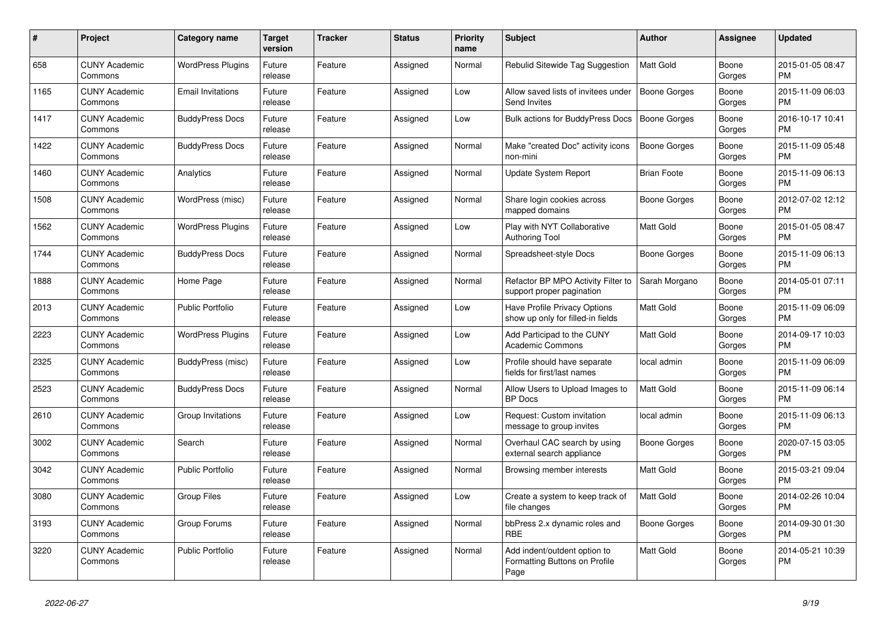| # | Project | Category name | Target version | Tracker | Status | Priority name | Subject | Author | Assignee | Updated |
|---|---|---|---|---|---|---|---|---|---|---|
| 658 | CUNY Academic Commons | WordPress Plugins | Future release | Feature | Assigned | Normal | Rebulid Sitewide Tag Suggestion | Matt Gold | Boone Gorges | 2015-01-05 08:47 PM |
| 1165 | CUNY Academic Commons | Email Invitations | Future release | Feature | Assigned | Low | Allow saved lists of invitees under Send Invites | Boone Gorges | Boone Gorges | 2015-11-09 06:03 PM |
| 1417 | CUNY Academic Commons | BuddyPress Docs | Future release | Feature | Assigned | Low | Bulk actions for BuddyPress Docs | Boone Gorges | Boone Gorges | 2016-10-17 10:41 PM |
| 1422 | CUNY Academic Commons | BuddyPress Docs | Future release | Feature | Assigned | Normal | Make "created Doc" activity icons non-mini | Boone Gorges | Boone Gorges | 2015-11-09 05:48 PM |
| 1460 | CUNY Academic Commons | Analytics | Future release | Feature | Assigned | Normal | Update System Report | Brian Foote | Boone Gorges | 2015-11-09 06:13 PM |
| 1508 | CUNY Academic Commons | WordPress (misc) | Future release | Feature | Assigned | Normal | Share login cookies across mapped domains | Boone Gorges | Boone Gorges | 2012-07-02 12:12 PM |
| 1562 | CUNY Academic Commons | WordPress Plugins | Future release | Feature | Assigned | Low | Play with NYT Collaborative Authoring Tool | Matt Gold | Boone Gorges | 2015-01-05 08:47 PM |
| 1744 | CUNY Academic Commons | BuddyPress Docs | Future release | Feature | Assigned | Normal | Spreadsheet-style Docs | Boone Gorges | Boone Gorges | 2015-11-09 06:13 PM |
| 1888 | CUNY Academic Commons | Home Page | Future release | Feature | Assigned | Normal | Refactor BP MPO Activity Filter to support proper pagination | Sarah Morgano | Boone Gorges | 2014-05-01 07:11 PM |
| 2013 | CUNY Academic Commons | Public Portfolio | Future release | Feature | Assigned | Low | Have Profile Privacy Options show up only for filled-in fields | Matt Gold | Boone Gorges | 2015-11-09 06:09 PM |
| 2223 | CUNY Academic Commons | WordPress Plugins | Future release | Feature | Assigned | Low | Add Participad to the CUNY Academic Commons | Matt Gold | Boone Gorges | 2014-09-17 10:03 PM |
| 2325 | CUNY Academic Commons | BuddyPress (misc) | Future release | Feature | Assigned | Low | Profile should have separate fields for first/last names | local admin | Boone Gorges | 2015-11-09 06:09 PM |
| 2523 | CUNY Academic Commons | BuddyPress Docs | Future release | Feature | Assigned | Normal | Allow Users to Upload Images to BP Docs | Matt Gold | Boone Gorges | 2015-11-09 06:14 PM |
| 2610 | CUNY Academic Commons | Group Invitations | Future release | Feature | Assigned | Low | Request: Custom invitation message to group invites | local admin | Boone Gorges | 2015-11-09 06:13 PM |
| 3002 | CUNY Academic Commons | Search | Future release | Feature | Assigned | Normal | Overhaul CAC search by using external search appliance | Boone Gorges | Boone Gorges | 2020-07-15 03:05 PM |
| 3042 | CUNY Academic Commons | Public Portfolio | Future release | Feature | Assigned | Normal | Browsing member interests | Matt Gold | Boone Gorges | 2015-03-21 09:04 PM |
| 3080 | CUNY Academic Commons | Group Files | Future release | Feature | Assigned | Low | Create a system to keep track of file changes | Matt Gold | Boone Gorges | 2014-02-26 10:04 PM |
| 3193 | CUNY Academic Commons | Group Forums | Future release | Feature | Assigned | Normal | bbPress 2.x dynamic roles and RBE | Boone Gorges | Boone Gorges | 2014-09-30 01:30 PM |
| 3220 | CUNY Academic Commons | Public Portfolio | Future release | Feature | Assigned | Normal | Add indent/outdent option to Formatting Buttons on Profile Page | Matt Gold | Boone Gorges | 2014-05-21 10:39 PM |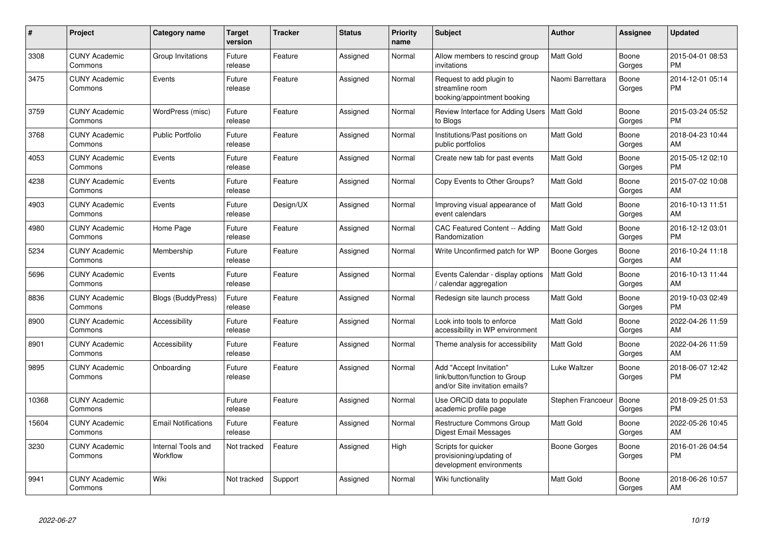| # | Project | Category name | Target version | Tracker | Status | Priority name | Subject | Author | Assignee | Updated |
|---|---|---|---|---|---|---|---|---|---|---|
| 3308 | CUNY Academic Commons | Group Invitations | Future release | Feature | Assigned | Normal | Allow members to rescind group invitations | Matt Gold | Boone Gorges | 2015-04-01 08:53 PM |
| 3475 | CUNY Academic Commons | Events | Future release | Feature | Assigned | Normal | Request to add plugin to streamline room booking/appointment booking | Naomi Barrettara | Boone Gorges | 2014-12-01 05:14 PM |
| 3759 | CUNY Academic Commons | WordPress (misc) | Future release | Feature | Assigned | Normal | Review Interface for Adding Users to Blogs | Matt Gold | Boone Gorges | 2015-03-24 05:52 PM |
| 3768 | CUNY Academic Commons | Public Portfolio | Future release | Feature | Assigned | Normal | Institutions/Past positions on public portfolios | Matt Gold | Boone Gorges | 2018-04-23 10:44 AM |
| 4053 | CUNY Academic Commons | Events | Future release | Feature | Assigned | Normal | Create new tab for past events | Matt Gold | Boone Gorges | 2015-05-12 02:10 PM |
| 4238 | CUNY Academic Commons | Events | Future release | Feature | Assigned | Normal | Copy Events to Other Groups? | Matt Gold | Boone Gorges | 2015-07-02 10:08 AM |
| 4903 | CUNY Academic Commons | Events | Future release | Design/UX | Assigned | Normal | Improving visual appearance of event calendars | Matt Gold | Boone Gorges | 2016-10-13 11:51 AM |
| 4980 | CUNY Academic Commons | Home Page | Future release | Feature | Assigned | Normal | CAC Featured Content -- Adding Randomization | Matt Gold | Boone Gorges | 2016-12-12 03:01 PM |
| 5234 | CUNY Academic Commons | Membership | Future release | Feature | Assigned | Normal | Write Unconfirmed patch for WP | Boone Gorges | Boone Gorges | 2016-10-24 11:18 AM |
| 5696 | CUNY Academic Commons | Events | Future release | Feature | Assigned | Normal | Events Calendar - display options / calendar aggregation | Matt Gold | Boone Gorges | 2016-10-13 11:44 AM |
| 8836 | CUNY Academic Commons | Blogs (BuddyPress) | Future release | Feature | Assigned | Normal | Redesign site launch process | Matt Gold | Boone Gorges | 2019-10-03 02:49 PM |
| 8900 | CUNY Academic Commons | Accessibility | Future release | Feature | Assigned | Normal | Look into tools to enforce accessibility in WP environment | Matt Gold | Boone Gorges | 2022-04-26 11:59 AM |
| 8901 | CUNY Academic Commons | Accessibility | Future release | Feature | Assigned | Normal | Theme analysis for accessibility | Matt Gold | Boone Gorges | 2022-04-26 11:59 AM |
| 9895 | CUNY Academic Commons | Onboarding | Future release | Feature | Assigned | Normal | Add "Accept Invitation" link/button/function to Group and/or Site invitation emails? | Luke Waltzer | Boone Gorges | 2018-06-07 12:42 PM |
| 10368 | CUNY Academic Commons | | Future release | Feature | Assigned | Normal | Use ORCID data to populate academic profile page | Stephen Francoeur | Boone Gorges | 2018-09-25 01:53 PM |
| 15604 | CUNY Academic Commons | Email Notifications | Future release | Feature | Assigned | Normal | Restructure Commons Group Digest Email Messages | Matt Gold | Boone Gorges | 2022-05-26 10:45 AM |
| 3230 | CUNY Academic Commons | Internal Tools and Workflow | Not tracked | Feature | Assigned | High | Scripts for quicker provisioning/updating of development environments | Boone Gorges | Boone Gorges | 2016-01-26 04:54 PM |
| 9941 | CUNY Academic Commons | Wiki | Not tracked | Support | Assigned | Normal | Wiki functionality | Matt Gold | Boone Gorges | 2018-06-26 10:57 AM |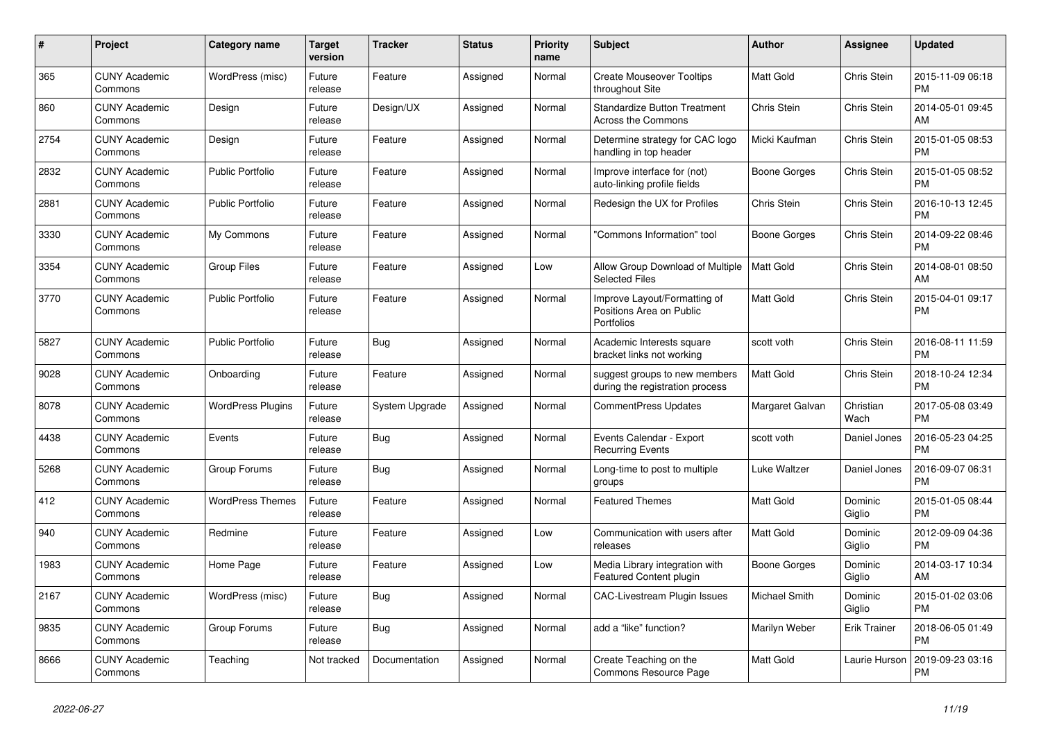| # | Project | Category name | Target version | Tracker | Status | Priority name | Subject | Author | Assignee | Updated |
|---|---|---|---|---|---|---|---|---|---|---|
| 365 | CUNY Academic Commons | WordPress (misc) | Future release | Feature | Assigned | Normal | Create Mouseover Tooltips throughout Site | Matt Gold | Chris Stein | 2015-11-09 06:18 PM |
| 860 | CUNY Academic Commons | Design | Future release | Design/UX | Assigned | Normal | Standardize Button Treatment Across the Commons | Chris Stein | Chris Stein | 2014-05-01 09:45 AM |
| 2754 | CUNY Academic Commons | Design | Future release | Feature | Assigned | Normal | Determine strategy for CAC logo handling in top header | Micki Kaufman | Chris Stein | 2015-01-05 08:53 PM |
| 2832 | CUNY Academic Commons | Public Portfolio | Future release | Feature | Assigned | Normal | Improve interface for (not) auto-linking profile fields | Boone Gorges | Chris Stein | 2015-01-05 08:52 PM |
| 2881 | CUNY Academic Commons | Public Portfolio | Future release | Feature | Assigned | Normal | Redesign the UX for Profiles | Chris Stein | Chris Stein | 2016-10-13 12:45 PM |
| 3330 | CUNY Academic Commons | My Commons | Future release | Feature | Assigned | Normal | "Commons Information" tool | Boone Gorges | Chris Stein | 2014-09-22 08:46 PM |
| 3354 | CUNY Academic Commons | Group Files | Future release | Feature | Assigned | Low | Allow Group Download of Multiple Selected Files | Matt Gold | Chris Stein | 2014-08-01 08:50 AM |
| 3770 | CUNY Academic Commons | Public Portfolio | Future release | Feature | Assigned | Normal | Improve Layout/Formatting of Positions Area on Public Portfolios | Matt Gold | Chris Stein | 2015-04-01 09:17 PM |
| 5827 | CUNY Academic Commons | Public Portfolio | Future release | Bug | Assigned | Normal | Academic Interests square bracket links not working | scott voth | Chris Stein | 2016-08-11 11:59 PM |
| 9028 | CUNY Academic Commons | Onboarding | Future release | Feature | Assigned | Normal | suggest groups to new members during the registration process | Matt Gold | Chris Stein | 2018-10-24 12:34 PM |
| 8078 | CUNY Academic Commons | WordPress Plugins | Future release | System Upgrade | Assigned | Normal | CommentPress Updates | Margaret Galvan | Christian Wach | 2017-05-08 03:49 PM |
| 4438 | CUNY Academic Commons | Events | Future release | Bug | Assigned | Normal | Events Calendar - Export Recurring Events | scott voth | Daniel Jones | 2016-05-23 04:25 PM |
| 5268 | CUNY Academic Commons | Group Forums | Future release | Bug | Assigned | Normal | Long-time to post to multiple groups | Luke Waltzer | Daniel Jones | 2016-09-07 06:31 PM |
| 412 | CUNY Academic Commons | WordPress Themes | Future release | Feature | Assigned | Normal | Featured Themes | Matt Gold | Dominic Giglio | 2015-01-05 08:44 PM |
| 940 | CUNY Academic Commons | Redmine | Future release | Feature | Assigned | Low | Communication with users after releases | Matt Gold | Dominic Giglio | 2012-09-09 04:36 PM |
| 1983 | CUNY Academic Commons | Home Page | Future release | Feature | Assigned | Low | Media Library integration with Featured Content plugin | Boone Gorges | Dominic Giglio | 2014-03-17 10:34 AM |
| 2167 | CUNY Academic Commons | WordPress (misc) | Future release | Bug | Assigned | Normal | CAC-Livestream Plugin Issues | Michael Smith | Dominic Giglio | 2015-01-02 03:06 PM |
| 9835 | CUNY Academic Commons | Group Forums | Future release | Bug | Assigned | Normal | add a “like” function? | Marilyn Weber | Erik Trainer | 2018-06-05 01:49 PM |
| 8666 | CUNY Academic Commons | Teaching | Not tracked | Documentation | Assigned | Normal | Create Teaching on the Commons Resource Page | Matt Gold | Laurie Hurson | 2019-09-23 03:16 PM |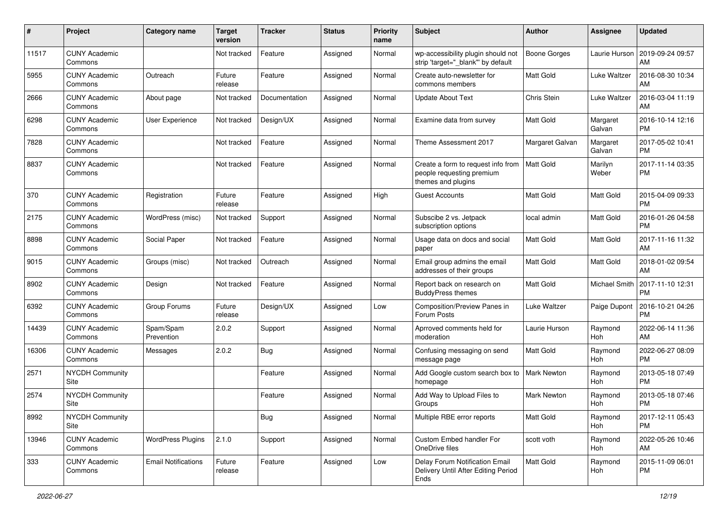| # | Project | Category name | Target version | Tracker | Status | Priority name | Subject | Author | Assignee | Updated |
|---|---|---|---|---|---|---|---|---|---|---|
| 11517 | CUNY Academic Commons | | Not tracked | Feature | Assigned | Normal | wp-accessibility plugin should not strip 'target="_blank"' by default | Boone Gorges | Laurie Hurson | 2019-09-24 09:57 AM |
| 5955 | CUNY Academic Commons | Outreach | Future release | Feature | Assigned | Normal | Create auto-newsletter for commons members | Matt Gold | Luke Waltzer | 2016-08-30 10:34 AM |
| 2666 | CUNY Academic Commons | About page | Not tracked | Documentation | Assigned | Normal | Update About Text | Chris Stein | Luke Waltzer | 2016-03-04 11:19 AM |
| 6298 | CUNY Academic Commons | User Experience | Not tracked | Design/UX | Assigned | Normal | Examine data from survey | Matt Gold | Margaret Galvan | 2016-10-14 12:16 PM |
| 7828 | CUNY Academic Commons | | Not tracked | Feature | Assigned | Normal | Theme Assessment 2017 | Margaret Galvan | Margaret Galvan | 2017-05-02 10:41 PM |
| 8837 | CUNY Academic Commons | | Not tracked | Feature | Assigned | Normal | Create a form to request info from people requesting premium themes and plugins | Matt Gold | Marilyn Weber | 2017-11-14 03:35 PM |
| 370 | CUNY Academic Commons | Registration | Future release | Feature | Assigned | High | Guest Accounts | Matt Gold | Matt Gold | 2015-04-09 09:33 PM |
| 2175 | CUNY Academic Commons | WordPress (misc) | Not tracked | Support | Assigned | Normal | Subscibe 2 vs. Jetpack subscription options | local admin | Matt Gold | 2016-01-26 04:58 PM |
| 8898 | CUNY Academic Commons | Social Paper | Not tracked | Feature | Assigned | Normal | Usage data on docs and social paper | Matt Gold | Matt Gold | 2017-11-16 11:32 AM |
| 9015 | CUNY Academic Commons | Groups (misc) | Not tracked | Outreach | Assigned | Normal | Email group admins the email addresses of their groups | Matt Gold | Matt Gold | 2018-01-02 09:54 AM |
| 8902 | CUNY Academic Commons | Design | Not tracked | Feature | Assigned | Normal | Report back on research on BuddyPress themes | Matt Gold | Michael Smith | 2017-11-10 12:31 PM |
| 6392 | CUNY Academic Commons | Group Forums | Future release | Design/UX | Assigned | Low | Composition/Preview Panes in Forum Posts | Luke Waltzer | Paige Dupont | 2016-10-21 04:26 PM |
| 14439 | CUNY Academic Commons | Spam/Spam Prevention | 2.0.2 | Support | Assigned | Normal | Aprroved comments held for moderation | Laurie Hurson | Raymond Hoh | 2022-06-14 11:36 AM |
| 16306 | CUNY Academic Commons | Messages | 2.0.2 | Bug | Assigned | Normal | Confusing messaging on send message page | Matt Gold | Raymond Hoh | 2022-06-27 08:09 PM |
| 2571 | NYCDH Community Site | | | Feature | Assigned | Normal | Add Google custom search box to homepage | Mark Newton | Raymond Hoh | 2013-05-18 07:49 PM |
| 2574 | NYCDH Community Site | | | Feature | Assigned | Normal | Add Way to Upload Files to Groups | Mark Newton | Raymond Hoh | 2013-05-18 07:46 PM |
| 8992 | NYCDH Community Site | | | Bug | Assigned | Normal | Multiple RBE error reports | Matt Gold | Raymond Hoh | 2017-12-11 05:43 PM |
| 13946 | CUNY Academic Commons | WordPress Plugins | 2.1.0 | Support | Assigned | Normal | Custom Embed handler For OneDrive files | scott voth | Raymond Hoh | 2022-05-26 10:46 AM |
| 333 | CUNY Academic Commons | Email Notifications | Future release | Feature | Assigned | Low | Delay Forum Notification Email Delivery Until After Editing Period Ends | Matt Gold | Raymond Hoh | 2015-11-09 06:01 PM |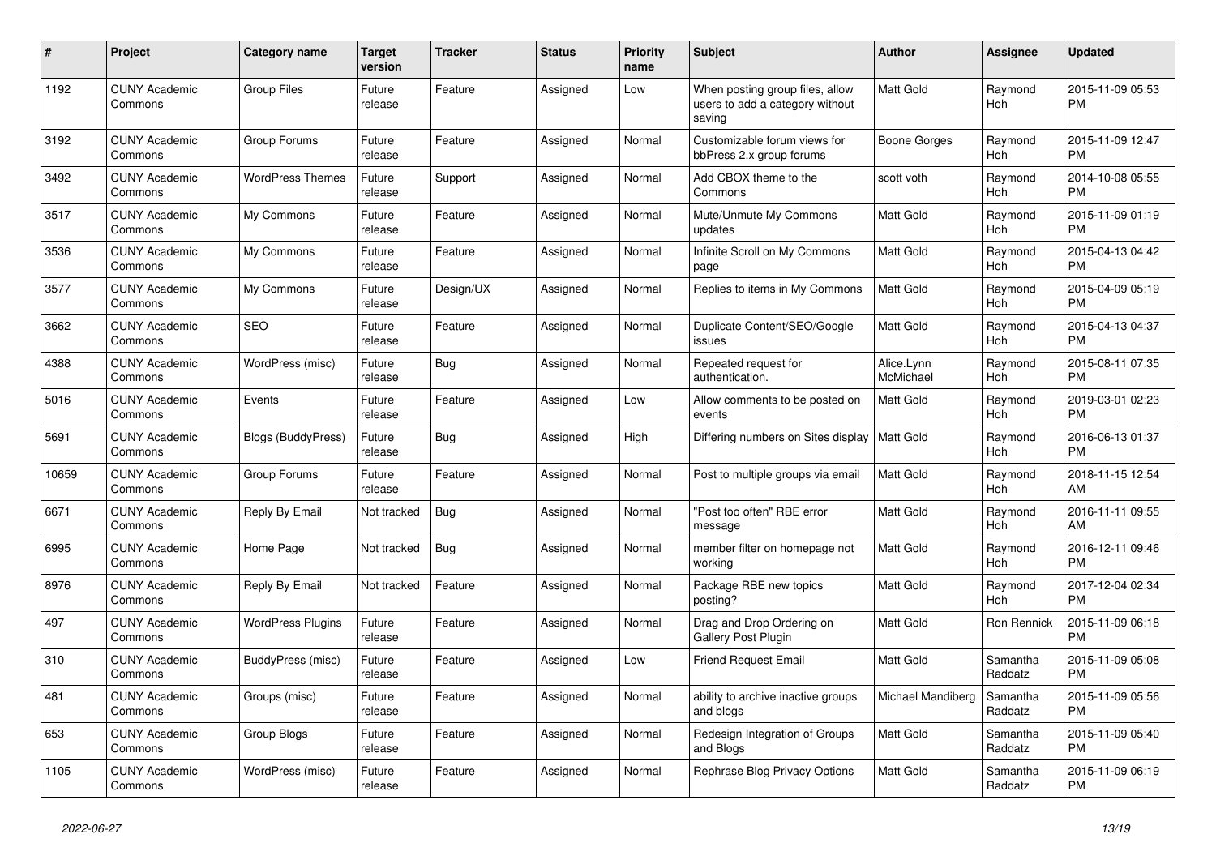| # | Project | Category name | Target version | Tracker | Status | Priority name | Subject | Author | Assignee | Updated |
|---|---|---|---|---|---|---|---|---|---|---|
| 1192 | CUNY Academic Commons | Group Files | Future release | Feature | Assigned | Low | When posting group files, allow users to add a category without saving | Matt Gold | Raymond Hoh | 2015-11-09 05:53 PM |
| 3192 | CUNY Academic Commons | Group Forums | Future release | Feature | Assigned | Normal | Customizable forum views for bbPress 2.x group forums | Boone Gorges | Raymond Hoh | 2015-11-09 12:47 PM |
| 3492 | CUNY Academic Commons | WordPress Themes | Future release | Support | Assigned | Normal | Add CBOX theme to the Commons | scott voth | Raymond Hoh | 2014-10-08 05:55 PM |
| 3517 | CUNY Academic Commons | My Commons | Future release | Feature | Assigned | Normal | Mute/Unmute My Commons updates | Matt Gold | Raymond Hoh | 2015-11-09 01:19 PM |
| 3536 | CUNY Academic Commons | My Commons | Future release | Feature | Assigned | Normal | Infinite Scroll on My Commons page | Matt Gold | Raymond Hoh | 2015-04-13 04:42 PM |
| 3577 | CUNY Academic Commons | My Commons | Future release | Design/UX | Assigned | Normal | Replies to items in My Commons | Matt Gold | Raymond Hoh | 2015-04-09 05:19 PM |
| 3662 | CUNY Academic Commons | SEO | Future release | Feature | Assigned | Normal | Duplicate Content/SEO/Google issues | Matt Gold | Raymond Hoh | 2015-04-13 04:37 PM |
| 4388 | CUNY Academic Commons | WordPress (misc) | Future release | Bug | Assigned | Normal | Repeated request for authentication. | Alice.Lynn McMichael | Raymond Hoh | 2015-08-11 07:35 PM |
| 5016 | CUNY Academic Commons | Events | Future release | Feature | Assigned | Low | Allow comments to be posted on events | Matt Gold | Raymond Hoh | 2019-03-01 02:23 PM |
| 5691 | CUNY Academic Commons | Blogs (BuddyPress) | Future release | Bug | Assigned | High | Differing numbers on Sites display | Matt Gold | Raymond Hoh | 2016-06-13 01:37 PM |
| 10659 | CUNY Academic Commons | Group Forums | Future release | Feature | Assigned | Normal | Post to multiple groups via email | Matt Gold | Raymond Hoh | 2018-11-15 12:54 AM |
| 6671 | CUNY Academic Commons | Reply By Email | Not tracked | Bug | Assigned | Normal | "Post too often" RBE error message | Matt Gold | Raymond Hoh | 2016-11-11 09:55 AM |
| 6995 | CUNY Academic Commons | Home Page | Not tracked | Bug | Assigned | Normal | member filter on homepage not working | Matt Gold | Raymond Hoh | 2016-12-11 09:46 PM |
| 8976 | CUNY Academic Commons | Reply By Email | Not tracked | Feature | Assigned | Normal | Package RBE new topics posting? | Matt Gold | Raymond Hoh | 2017-12-04 02:34 PM |
| 497 | CUNY Academic Commons | WordPress Plugins | Future release | Feature | Assigned | Normal | Drag and Drop Ordering on Gallery Post Plugin | Matt Gold | Ron Rennick | 2015-11-09 06:18 PM |
| 310 | CUNY Academic Commons | BuddyPress (misc) | Future release | Feature | Assigned | Low | Friend Request Email | Matt Gold | Samantha Raddatz | 2015-11-09 05:08 PM |
| 481 | CUNY Academic Commons | Groups (misc) | Future release | Feature | Assigned | Normal | ability to archive inactive groups and blogs | Michael Mandiberg | Samantha Raddatz | 2015-11-09 05:56 PM |
| 653 | CUNY Academic Commons | Group Blogs | Future release | Feature | Assigned | Normal | Redesign Integration of Groups and Blogs | Matt Gold | Samantha Raddatz | 2015-11-09 05:40 PM |
| 1105 | CUNY Academic Commons | WordPress (misc) | Future release | Feature | Assigned | Normal | Rephrase Blog Privacy Options | Matt Gold | Samantha Raddatz | 2015-11-09 06:19 PM |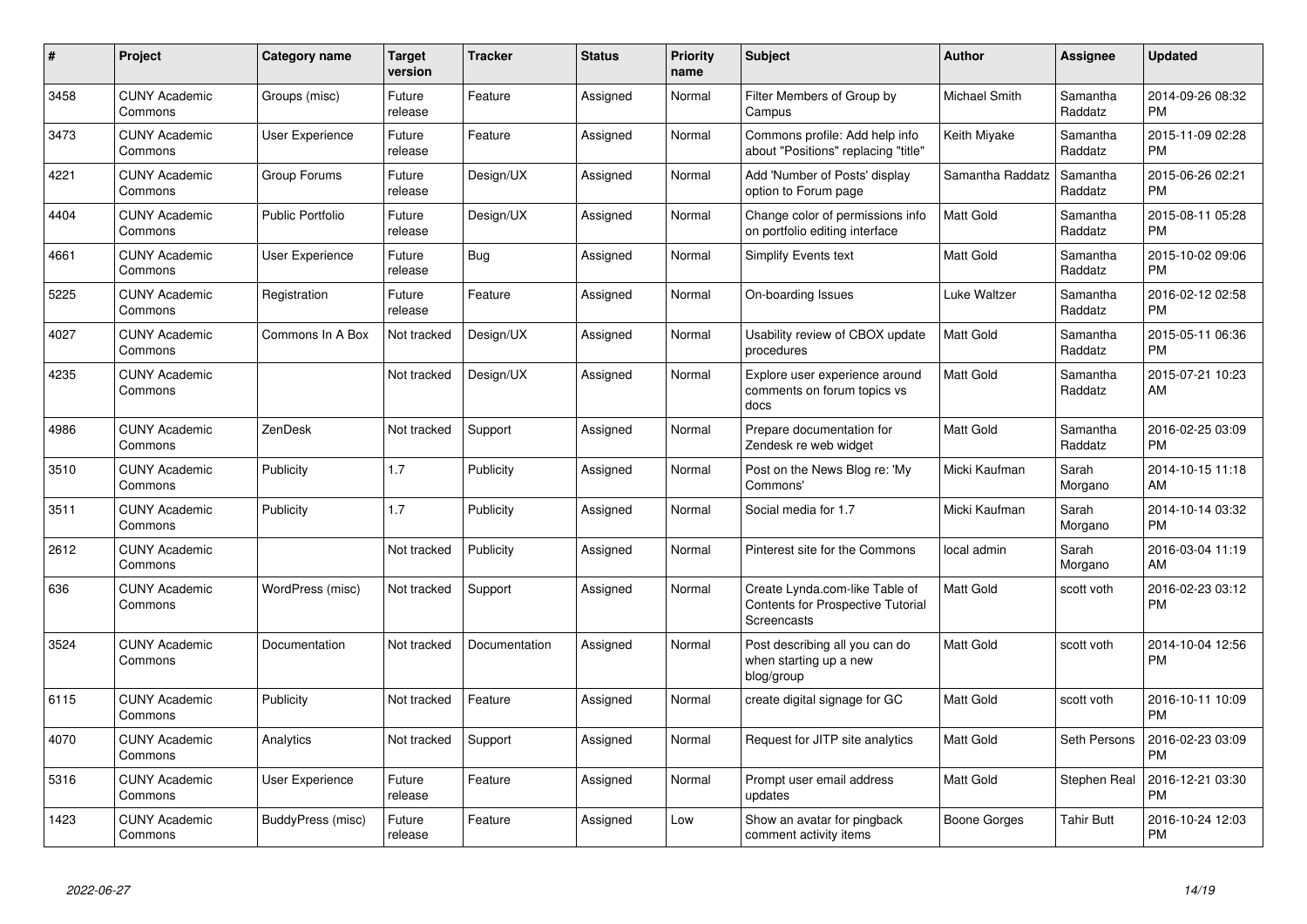| # | Project | Category name | Target version | Tracker | Status | Priority name | Subject | Author | Assignee | Updated |
|---|---|---|---|---|---|---|---|---|---|---|
| 3458 | CUNY Academic Commons | Groups (misc) | Future release | Feature | Assigned | Normal | Filter Members of Group by Campus | Michael Smith | Samantha Raddatz | 2014-09-26 08:32 PM |
| 3473 | CUNY Academic Commons | User Experience | Future release | Feature | Assigned | Normal | Commons profile: Add help info about "Positions" replacing "title" | Keith Miyake | Samantha Raddatz | 2015-11-09 02:28 PM |
| 4221 | CUNY Academic Commons | Group Forums | Future release | Design/UX | Assigned | Normal | Add 'Number of Posts' display option to Forum page | Samantha Raddatz | Samantha Raddatz | 2015-06-26 02:21 PM |
| 4404 | CUNY Academic Commons | Public Portfolio | Future release | Design/UX | Assigned | Normal | Change color of permissions info on portfolio editing interface | Matt Gold | Samantha Raddatz | 2015-08-11 05:28 PM |
| 4661 | CUNY Academic Commons | User Experience | Future release | Bug | Assigned | Normal | Simplify Events text | Matt Gold | Samantha Raddatz | 2015-10-02 09:06 PM |
| 5225 | CUNY Academic Commons | Registration | Future release | Feature | Assigned | Normal | On-boarding Issues | Luke Waltzer | Samantha Raddatz | 2016-02-12 02:58 PM |
| 4027 | CUNY Academic Commons | Commons In A Box | Not tracked | Design/UX | Assigned | Normal | Usability review of CBOX update procedures | Matt Gold | Samantha Raddatz | 2015-05-11 06:36 PM |
| 4235 | CUNY Academic Commons | | Not tracked | Design/UX | Assigned | Normal | Explore user experience around comments on forum topics vs docs | Matt Gold | Samantha Raddatz | 2015-07-21 10:23 AM |
| 4986 | CUNY Academic Commons | ZenDesk | Not tracked | Support | Assigned | Normal | Prepare documentation for Zendesk re web widget | Matt Gold | Samantha Raddatz | 2016-02-25 03:09 PM |
| 3510 | CUNY Academic Commons | Publicity | 1.7 | Publicity | Assigned | Normal | Post on the News Blog re: 'My Commons' | Micki Kaufman | Sarah Morgano | 2014-10-15 11:18 AM |
| 3511 | CUNY Academic Commons | Publicity | 1.7 | Publicity | Assigned | Normal | Social media for 1.7 | Micki Kaufman | Sarah Morgano | 2014-10-14 03:32 PM |
| 2612 | CUNY Academic Commons | | Not tracked | Publicity | Assigned | Normal | Pinterest site for the Commons | local admin | Sarah Morgano | 2016-03-04 11:19 AM |
| 636 | CUNY Academic Commons | WordPress (misc) | Not tracked | Support | Assigned | Normal | Create Lynda.com-like Table of Contents for Prospective Tutorial Screencasts | Matt Gold | scott voth | 2016-02-23 03:12 PM |
| 3524 | CUNY Academic Commons | Documentation | Not tracked | Documentation | Assigned | Normal | Post describing all you can do when starting up a new blog/group | Matt Gold | scott voth | 2014-10-04 12:56 PM |
| 6115 | CUNY Academic Commons | Publicity | Not tracked | Feature | Assigned | Normal | create digital signage for GC | Matt Gold | scott voth | 2016-10-11 10:09 PM |
| 4070 | CUNY Academic Commons | Analytics | Not tracked | Support | Assigned | Normal | Request for JITP site analytics | Matt Gold | Seth Persons | 2016-02-23 03:09 PM |
| 5316 | CUNY Academic Commons | User Experience | Future release | Feature | Assigned | Normal | Prompt user email address updates | Matt Gold | Stephen Real | 2016-12-21 03:30 PM |
| 1423 | CUNY Academic Commons | BuddyPress (misc) | Future release | Feature | Assigned | Low | Show an avatar for pingback comment activity items | Boone Gorges | Tahir Butt | 2016-10-24 12:03 PM |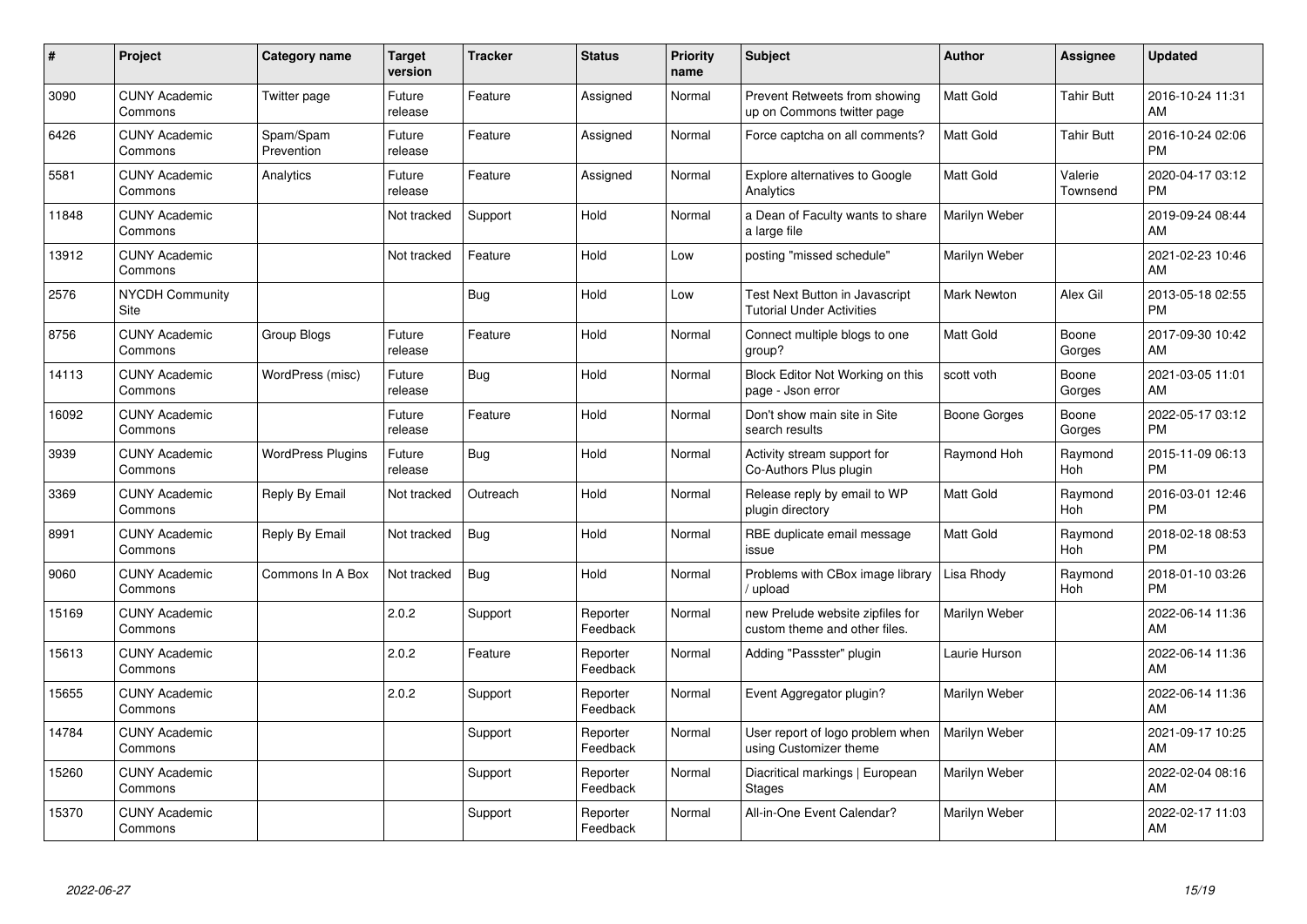| # | Project | Category name | Target version | Tracker | Status | Priority name | Subject | Author | Assignee | Updated |
|---|---|---|---|---|---|---|---|---|---|---|
| 3090 | CUNY Academic Commons | Twitter page | Future release | Feature | Assigned | Normal | Prevent Retweets from showing up on Commons twitter page | Matt Gold | Tahir Butt | 2016-10-24 11:31 AM |
| 6426 | CUNY Academic Commons | Spam/Spam Prevention | Future release | Feature | Assigned | Normal | Force captcha on all comments? | Matt Gold | Tahir Butt | 2016-10-24 02:06 PM |
| 5581 | CUNY Academic Commons | Analytics | Future release | Feature | Assigned | Normal | Explore alternatives to Google Analytics | Matt Gold | Valerie Townsend | 2020-04-17 03:12 PM |
| 11848 | CUNY Academic Commons | | Not tracked | Support | Hold | Normal | a Dean of Faculty wants to share a large file | Marilyn Weber | | 2019-09-24 08:44 AM |
| 13912 | CUNY Academic Commons | | Not tracked | Feature | Hold | Low | posting "missed schedule" | Marilyn Weber | | 2021-02-23 10:46 AM |
| 2576 | NYCDH Community Site | | | Bug | Hold | Low | Test Next Button in Javascript Tutorial Under Activities | Mark Newton | Alex Gil | 2013-05-18 02:55 PM |
| 8756 | CUNY Academic Commons | Group Blogs | Future release | Feature | Hold | Normal | Connect multiple blogs to one group? | Matt Gold | Boone Gorges | 2017-09-30 10:42 AM |
| 14113 | CUNY Academic Commons | WordPress (misc) | Future release | Bug | Hold | Normal | Block Editor Not Working on this page - Json error | scott voth | Boone Gorges | 2021-03-05 11:01 AM |
| 16092 | CUNY Academic Commons | | Future release | Feature | Hold | Normal | Don't show main site in Site search results | Boone Gorges | Boone Gorges | 2022-05-17 03:12 PM |
| 3939 | CUNY Academic Commons | WordPress Plugins | Future release | Bug | Hold | Normal | Activity stream support for Co-Authors Plus plugin | Raymond Hoh | Raymond Hoh | 2015-11-09 06:13 PM |
| 3369 | CUNY Academic Commons | Reply By Email | Not tracked | Outreach | Hold | Normal | Release reply by email to WP plugin directory | Matt Gold | Raymond Hoh | 2016-03-01 12:46 PM |
| 8991 | CUNY Academic Commons | Reply By Email | Not tracked | Bug | Hold | Normal | RBE duplicate email message issue | Matt Gold | Raymond Hoh | 2018-02-18 08:53 PM |
| 9060 | CUNY Academic Commons | Commons In A Box | Not tracked | Bug | Hold | Normal | Problems with CBox image library / upload | Lisa Rhody | Raymond Hoh | 2018-01-10 03:26 PM |
| 15169 | CUNY Academic Commons | | 2.0.2 | Support | Reporter Feedback | Normal | new Prelude website zipfiles for custom theme and other files. | Marilyn Weber | | 2022-06-14 11:36 AM |
| 15613 | CUNY Academic Commons | | 2.0.2 | Feature | Reporter Feedback | Normal | Adding "Passster" plugin | Laurie Hurson | | 2022-06-14 11:36 AM |
| 15655 | CUNY Academic Commons | | 2.0.2 | Support | Reporter Feedback | Normal | Event Aggregator plugin? | Marilyn Weber | | 2022-06-14 11:36 AM |
| 14784 | CUNY Academic Commons | | | Support | Reporter Feedback | Normal | User report of logo problem when using Customizer theme | Marilyn Weber | | 2021-09-17 10:25 AM |
| 15260 | CUNY Academic Commons | | | Support | Reporter Feedback | Normal | Diacritical markings \| European Stages | Marilyn Weber | | 2022-02-04 08:16 AM |
| 15370 | CUNY Academic Commons | | | Support | Reporter Feedback | Normal | All-in-One Event Calendar? | Marilyn Weber | | 2022-02-17 11:03 AM |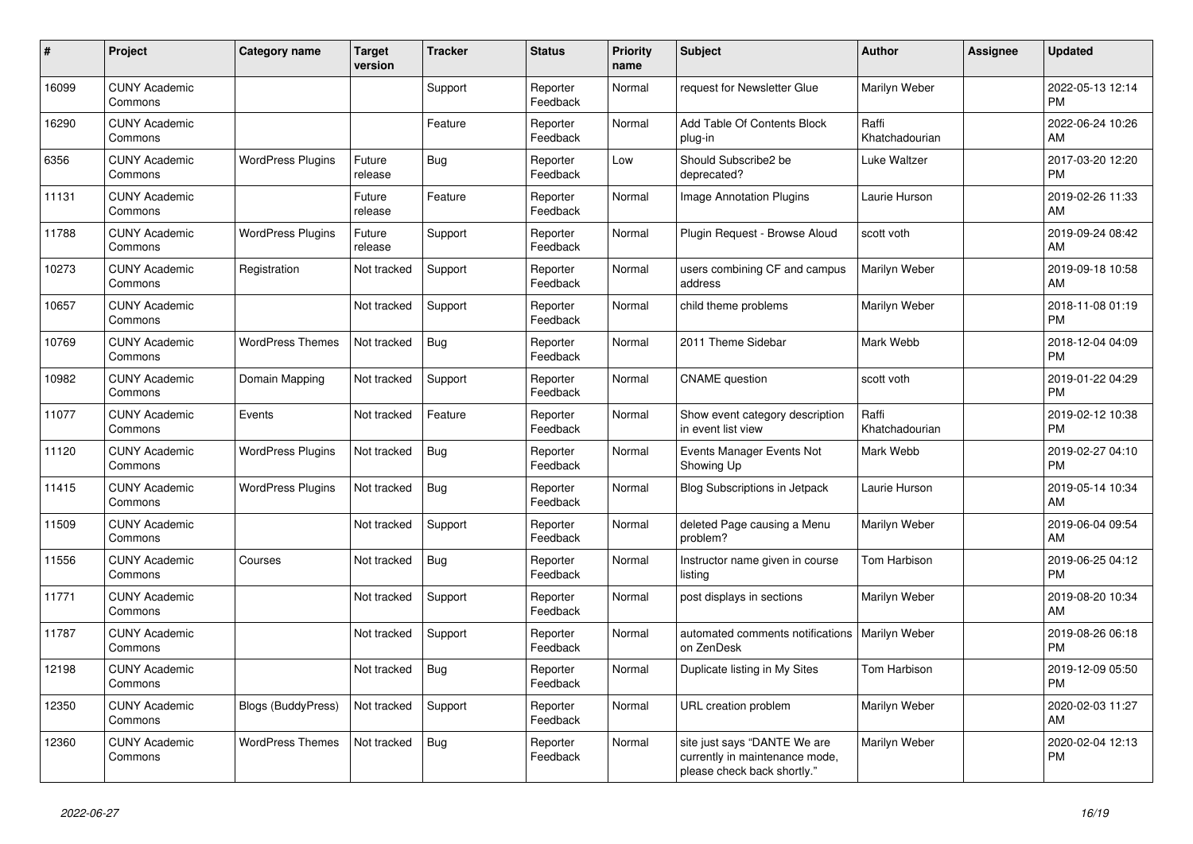| # | Project | Category name | Target version | Tracker | Status | Priority name | Subject | Author | Assignee | Updated |
|---|---|---|---|---|---|---|---|---|---|---|
| 16099 | CUNY Academic Commons | | | Support | Reporter Feedback | Normal | request for Newsletter Glue | Marilyn Weber | | 2022-05-13 12:14 PM |
| 16290 | CUNY Academic Commons | | | Feature | Reporter Feedback | Normal | Add Table Of Contents Block plug-in | Raffi Khatchadourian | | 2022-06-24 10:26 AM |
| 6356 | CUNY Academic Commons | WordPress Plugins | Future release | Bug | Reporter Feedback | Low | Should Subscribe2 be deprecated? | Luke Waltzer | | 2017-03-20 12:20 PM |
| 11131 | CUNY Academic Commons | | Future release | Feature | Reporter Feedback | Normal | Image Annotation Plugins | Laurie Hurson | | 2019-02-26 11:33 AM |
| 11788 | CUNY Academic Commons | WordPress Plugins | Future release | Support | Reporter Feedback | Normal | Plugin Request - Browse Aloud | scott voth | | 2019-09-24 08:42 AM |
| 10273 | CUNY Academic Commons | Registration | Not tracked | Support | Reporter Feedback | Normal | users combining CF and campus address | Marilyn Weber | | 2019-09-18 10:58 AM |
| 10657 | CUNY Academic Commons | | Not tracked | Support | Reporter Feedback | Normal | child theme problems | Marilyn Weber | | 2018-11-08 01:19 PM |
| 10769 | CUNY Academic Commons | WordPress Themes | Not tracked | Bug | Reporter Feedback | Normal | 2011 Theme Sidebar | Mark Webb | | 2018-12-04 04:09 PM |
| 10982 | CUNY Academic Commons | Domain Mapping | Not tracked | Support | Reporter Feedback | Normal | CNAME question | scott voth | | 2019-01-22 04:29 PM |
| 11077 | CUNY Academic Commons | Events | Not tracked | Feature | Reporter Feedback | Normal | Show event category description in event list view | Raffi Khatchadourian | | 2019-02-12 10:38 PM |
| 11120 | CUNY Academic Commons | WordPress Plugins | Not tracked | Bug | Reporter Feedback | Normal | Events Manager Events Not Showing Up | Mark Webb | | 2019-02-27 04:10 PM |
| 11415 | CUNY Academic Commons | WordPress Plugins | Not tracked | Bug | Reporter Feedback | Normal | Blog Subscriptions in Jetpack | Laurie Hurson | | 2019-05-14 10:34 AM |
| 11509 | CUNY Academic Commons | | Not tracked | Support | Reporter Feedback | Normal | deleted Page causing a Menu problem? | Marilyn Weber | | 2019-06-04 09:54 AM |
| 11556 | CUNY Academic Commons | Courses | Not tracked | Bug | Reporter Feedback | Normal | Instructor name given in course listing | Tom Harbison | | 2019-06-25 04:12 PM |
| 11771 | CUNY Academic Commons | | Not tracked | Support | Reporter Feedback | Normal | post displays in sections | Marilyn Weber | | 2019-08-20 10:34 AM |
| 11787 | CUNY Academic Commons | | Not tracked | Support | Reporter Feedback | Normal | automated comments notifications on ZenDesk | Marilyn Weber | | 2019-08-26 06:18 PM |
| 12198 | CUNY Academic Commons | | Not tracked | Bug | Reporter Feedback | Normal | Duplicate listing in My Sites | Tom Harbison | | 2019-12-09 05:50 PM |
| 12350 | CUNY Academic Commons | Blogs (BuddyPress) | Not tracked | Support | Reporter Feedback | Normal | URL creation problem | Marilyn Weber | | 2020-02-03 11:27 AM |
| 12360 | CUNY Academic Commons | WordPress Themes | Not tracked | Bug | Reporter Feedback | Normal | site just says "DANTE We are currently in maintenance mode, please check back shortly." | Marilyn Weber | | 2020-02-04 12:13 PM |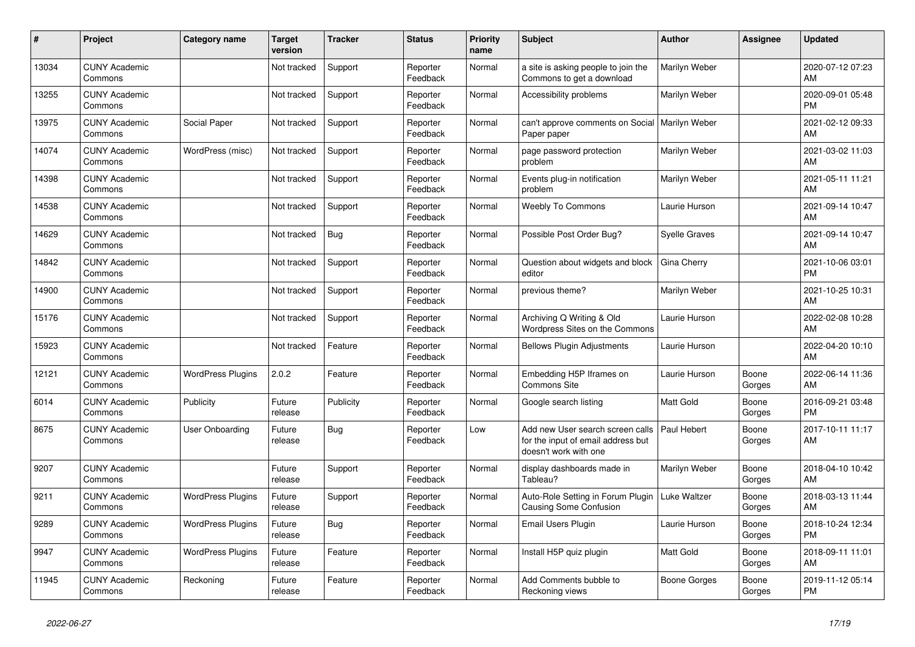| # | Project | Category name | Target version | Tracker | Status | Priority name | Subject | Author | Assignee | Updated |
|---|---|---|---|---|---|---|---|---|---|---|
| 13034 | CUNY Academic Commons | | Not tracked | Support | Reporter Feedback | Normal | a site is asking people to join the Commons to get a download | Marilyn Weber | | 2020-07-12 07:23 AM |
| 13255 | CUNY Academic Commons | | Not tracked | Support | Reporter Feedback | Normal | Accessibility problems | Marilyn Weber | | 2020-09-01 05:48 PM |
| 13975 | CUNY Academic Commons | Social Paper | Not tracked | Support | Reporter Feedback | Normal | can't approve comments on Social Paper paper | Marilyn Weber | | 2021-02-12 09:33 AM |
| 14074 | CUNY Academic Commons | WordPress (misc) | Not tracked | Support | Reporter Feedback | Normal | page password protection problem | Marilyn Weber | | 2021-03-02 11:03 AM |
| 14398 | CUNY Academic Commons | | Not tracked | Support | Reporter Feedback | Normal | Events plug-in notification problem | Marilyn Weber | | 2021-05-11 11:21 AM |
| 14538 | CUNY Academic Commons | | Not tracked | Support | Reporter Feedback | Normal | Weebly To Commons | Laurie Hurson | | 2021-09-14 10:47 AM |
| 14629 | CUNY Academic Commons | | Not tracked | Bug | Reporter Feedback | Normal | Possible Post Order Bug? | Syelle Graves | | 2021-09-14 10:47 AM |
| 14842 | CUNY Academic Commons | | Not tracked | Support | Reporter Feedback | Normal | Question about widgets and block editor | Gina Cherry | | 2021-10-06 03:01 PM |
| 14900 | CUNY Academic Commons | | Not tracked | Support | Reporter Feedback | Normal | previous theme? | Marilyn Weber | | 2021-10-25 10:31 AM |
| 15176 | CUNY Academic Commons | | Not tracked | Support | Reporter Feedback | Normal | Archiving Q Writing & Old Wordpress Sites on the Commons | Laurie Hurson | | 2022-02-08 10:28 AM |
| 15923 | CUNY Academic Commons | | Not tracked | Feature | Reporter Feedback | Normal | Bellows Plugin Adjustments | Laurie Hurson | | 2022-04-20 10:10 AM |
| 12121 | CUNY Academic Commons | WordPress Plugins | 2.0.2 | Feature | Reporter Feedback | Normal | Embedding H5P Iframes on Commons Site | Laurie Hurson | Boone Gorges | 2022-06-14 11:36 AM |
| 6014 | CUNY Academic Commons | Publicity | Future release | Publicity | Reporter Feedback | Normal | Google search listing | Matt Gold | Boone Gorges | 2016-09-21 03:48 PM |
| 8675 | CUNY Academic Commons | User Onboarding | Future release | Bug | Reporter Feedback | Low | Add new User search screen calls for the input of email address but doesn't work with one | Paul Hebert | Boone Gorges | 2017-10-11 11:17 AM |
| 9207 | CUNY Academic Commons | | Future release | Support | Reporter Feedback | Normal | display dashboards made in Tableau? | Marilyn Weber | Boone Gorges | 2018-04-10 10:42 AM |
| 9211 | CUNY Academic Commons | WordPress Plugins | Future release | Support | Reporter Feedback | Normal | Auto-Role Setting in Forum Plugin Causing Some Confusion | Luke Waltzer | Boone Gorges | 2018-03-13 11:44 AM |
| 9289 | CUNY Academic Commons | WordPress Plugins | Future release | Bug | Reporter Feedback | Normal | Email Users Plugin | Laurie Hurson | Boone Gorges | 2018-10-24 12:34 PM |
| 9947 | CUNY Academic Commons | WordPress Plugins | Future release | Feature | Reporter Feedback | Normal | Install H5P quiz plugin | Matt Gold | Boone Gorges | 2018-09-11 11:01 AM |
| 11945 | CUNY Academic Commons | Reckoning | Future release | Feature | Reporter Feedback | Normal | Add Comments bubble to Reckoning views | Boone Gorges | Boone Gorges | 2019-11-12 05:14 PM |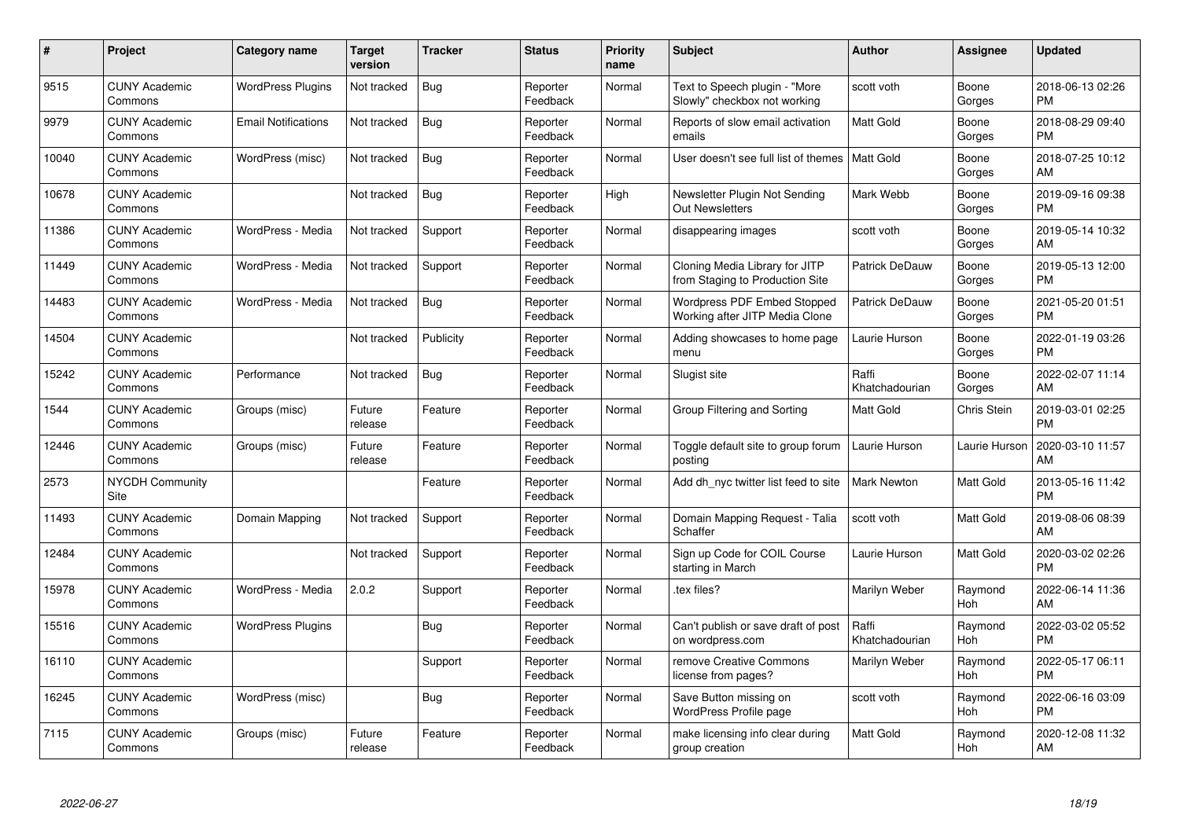| # | Project | Category name | Target version | Tracker | Status | Priority name | Subject | Author | Assignee | Updated |
|---|---|---|---|---|---|---|---|---|---|---|
| 9515 | CUNY Academic Commons | WordPress Plugins | Not tracked | Bug | Reporter Feedback | Normal | Text to Speech plugin - "More Slowly" checkbox not working | scott voth | Boone Gorges | 2018-06-13 02:26 PM |
| 9979 | CUNY Academic Commons | Email Notifications | Not tracked | Bug | Reporter Feedback | Normal | Reports of slow email activation emails | Matt Gold | Boone Gorges | 2018-08-29 09:40 PM |
| 10040 | CUNY Academic Commons | WordPress (misc) | Not tracked | Bug | Reporter Feedback | Normal | User doesn't see full list of themes | Matt Gold | Boone Gorges | 2018-07-25 10:12 AM |
| 10678 | CUNY Academic Commons | | Not tracked | Bug | Reporter Feedback | High | Newsletter Plugin Not Sending Out Newsletters | Mark Webb | Boone Gorges | 2019-09-16 09:38 PM |
| 11386 | CUNY Academic Commons | WordPress - Media | Not tracked | Support | Reporter Feedback | Normal | disappearing images | scott voth | Boone Gorges | 2019-05-14 10:32 AM |
| 11449 | CUNY Academic Commons | WordPress - Media | Not tracked | Support | Reporter Feedback | Normal | Cloning Media Library for JITP from Staging to Production Site | Patrick DeDauw | Boone Gorges | 2019-05-13 12:00 PM |
| 14483 | CUNY Academic Commons | WordPress - Media | Not tracked | Bug | Reporter Feedback | Normal | Wordpress PDF Embed Stopped Working after JITP Media Clone | Patrick DeDauw | Boone Gorges | 2021-05-20 01:51 PM |
| 14504 | CUNY Academic Commons | | Not tracked | Publicity | Reporter Feedback | Normal | Adding showcases to home page menu | Laurie Hurson | Boone Gorges | 2022-01-19 03:26 PM |
| 15242 | CUNY Academic Commons | Performance | Not tracked | Bug | Reporter Feedback | Normal | Slugist site | Raffi Khatchadourian | Boone Gorges | 2022-02-07 11:14 AM |
| 1544 | CUNY Academic Commons | Groups (misc) | Future release | Feature | Reporter Feedback | Normal | Group Filtering and Sorting | Matt Gold | Chris Stein | 2019-03-01 02:25 PM |
| 12446 | CUNY Academic Commons | Groups (misc) | Future release | Feature | Reporter Feedback | Normal | Toggle default site to group forum posting | Laurie Hurson | Laurie Hurson | 2020-03-10 11:57 AM |
| 2573 | NYCDH Community Site | | | Feature | Reporter Feedback | Normal | Add dh_nyc twitter list feed to site | Mark Newton | Matt Gold | 2013-05-16 11:42 PM |
| 11493 | CUNY Academic Commons | Domain Mapping | Not tracked | Support | Reporter Feedback | Normal | Domain Mapping Request - Talia Schaffer | scott voth | Matt Gold | 2019-08-06 08:39 AM |
| 12484 | CUNY Academic Commons | | Not tracked | Support | Reporter Feedback | Normal | Sign up Code for COIL Course starting in March | Laurie Hurson | Matt Gold | 2020-03-02 02:26 PM |
| 15978 | CUNY Academic Commons | WordPress - Media | 2.0.2 | Support | Reporter Feedback | Normal | .tex files? | Marilyn Weber | Raymond Hoh | 2022-06-14 11:36 AM |
| 15516 | CUNY Academic Commons | WordPress Plugins | | Bug | Reporter Feedback | Normal | Can't publish or save draft of post on wordpress.com | Raffi Khatchadourian | Raymond Hoh | 2022-03-02 05:52 PM |
| 16110 | CUNY Academic Commons | | | Support | Reporter Feedback | Normal | remove Creative Commons license from pages? | Marilyn Weber | Raymond Hoh | 2022-05-17 06:11 PM |
| 16245 | CUNY Academic Commons | WordPress (misc) | | Bug | Reporter Feedback | Normal | Save Button missing on WordPress Profile page | scott voth | Raymond Hoh | 2022-06-16 03:09 PM |
| 7115 | CUNY Academic Commons | Groups (misc) | Future release | Feature | Reporter Feedback | Normal | make licensing info clear during group creation | Matt Gold | Raymond Hoh | 2020-12-08 11:32 AM |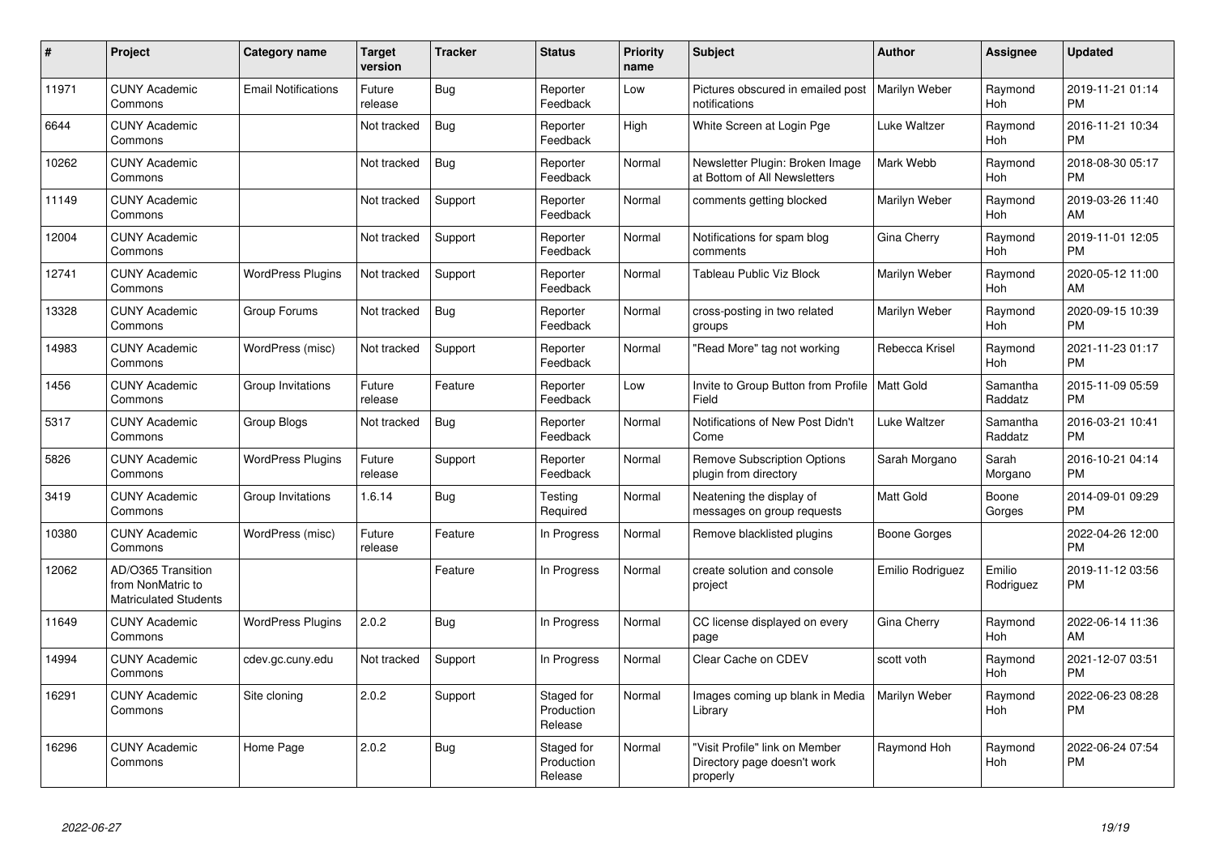| # | Project | Category name | Target version | Tracker | Status | Priority name | Subject | Author | Assignee | Updated |
|---|---|---|---|---|---|---|---|---|---|---|
| 11971 | CUNY Academic Commons | Email Notifications | Future release | Bug | Reporter Feedback | Low | Pictures obscured in emailed post notifications | Marilyn Weber | Raymond Hoh | 2019-11-21 01:14 PM |
| 6644 | CUNY Academic Commons | | Not tracked | Bug | Reporter Feedback | High | White Screen at Login Pge | Luke Waltzer | Raymond Hoh | 2016-11-21 10:34 PM |
| 10262 | CUNY Academic Commons | | Not tracked | Bug | Reporter Feedback | Normal | Newsletter Plugin: Broken Image at Bottom of All Newsletters | Mark Webb | Raymond Hoh | 2018-08-30 05:17 PM |
| 11149 | CUNY Academic Commons | | Not tracked | Support | Reporter Feedback | Normal | comments getting blocked | Marilyn Weber | Raymond Hoh | 2019-03-26 11:40 AM |
| 12004 | CUNY Academic Commons | | Not tracked | Support | Reporter Feedback | Normal | Notifications for spam blog comments | Gina Cherry | Raymond Hoh | 2019-11-01 12:05 PM |
| 12741 | CUNY Academic Commons | WordPress Plugins | Not tracked | Support | Reporter Feedback | Normal | Tableau Public Viz Block | Marilyn Weber | Raymond Hoh | 2020-05-12 11:00 AM |
| 13328 | CUNY Academic Commons | Group Forums | Not tracked | Bug | Reporter Feedback | Normal | cross-posting in two related groups | Marilyn Weber | Raymond Hoh | 2020-09-15 10:39 PM |
| 14983 | CUNY Academic Commons | WordPress (misc) | Not tracked | Support | Reporter Feedback | Normal | "Read More" tag not working | Rebecca Krisel | Raymond Hoh | 2021-11-23 01:17 PM |
| 1456 | CUNY Academic Commons | Group Invitations | Future release | Feature | Reporter Feedback | Low | Invite to Group Button from Profile Field | Matt Gold | Samantha Raddatz | 2015-11-09 05:59 PM |
| 5317 | CUNY Academic Commons | Group Blogs | Not tracked | Bug | Reporter Feedback | Normal | Notifications of New Post Didn't Come | Luke Waltzer | Samantha Raddatz | 2016-03-21 10:41 PM |
| 5826 | CUNY Academic Commons | WordPress Plugins | Future release | Support | Reporter Feedback | Normal | Remove Subscription Options plugin from directory | Sarah Morgano | Sarah Morgano | 2016-10-21 04:14 PM |
| 3419 | CUNY Academic Commons | Group Invitations | 1.6.14 | Bug | Testing Required | Normal | Neatening the display of messages on group requests | Matt Gold | Boone Gorges | 2014-09-01 09:29 PM |
| 10380 | CUNY Academic Commons | WordPress (misc) | Future release | Feature | In Progress | Normal | Remove blacklisted plugins | Boone Gorges | | 2022-04-26 12:00 PM |
| 12062 | AD/O365 Transition from NonMatric to Matriculated Students | | | Feature | In Progress | Normal | create solution and console project | Emilio Rodriguez | Emilio Rodriguez | 2019-11-12 03:56 PM |
| 11649 | CUNY Academic Commons | WordPress Plugins | 2.0.2 | Bug | In Progress | Normal | CC license displayed on every page | Gina Cherry | Raymond Hoh | 2022-06-14 11:36 AM |
| 14994 | CUNY Academic Commons | cdev.gc.cuny.edu | Not tracked | Support | In Progress | Normal | Clear Cache on CDEV | scott voth | Raymond Hoh | 2021-12-07 03:51 PM |
| 16291 | CUNY Academic Commons | Site cloning | 2.0.2 | Support | Staged for Production Release | Normal | Images coming up blank in Media Library | Marilyn Weber | Raymond Hoh | 2022-06-23 08:28 PM |
| 16296 | CUNY Academic Commons | Home Page | 2.0.2 | Bug | Staged for Production Release | Normal | "Visit Profile" link on Member Directory page doesn't work properly | Raymond Hoh | Raymond Hoh | 2022-06-24 07:54 PM |